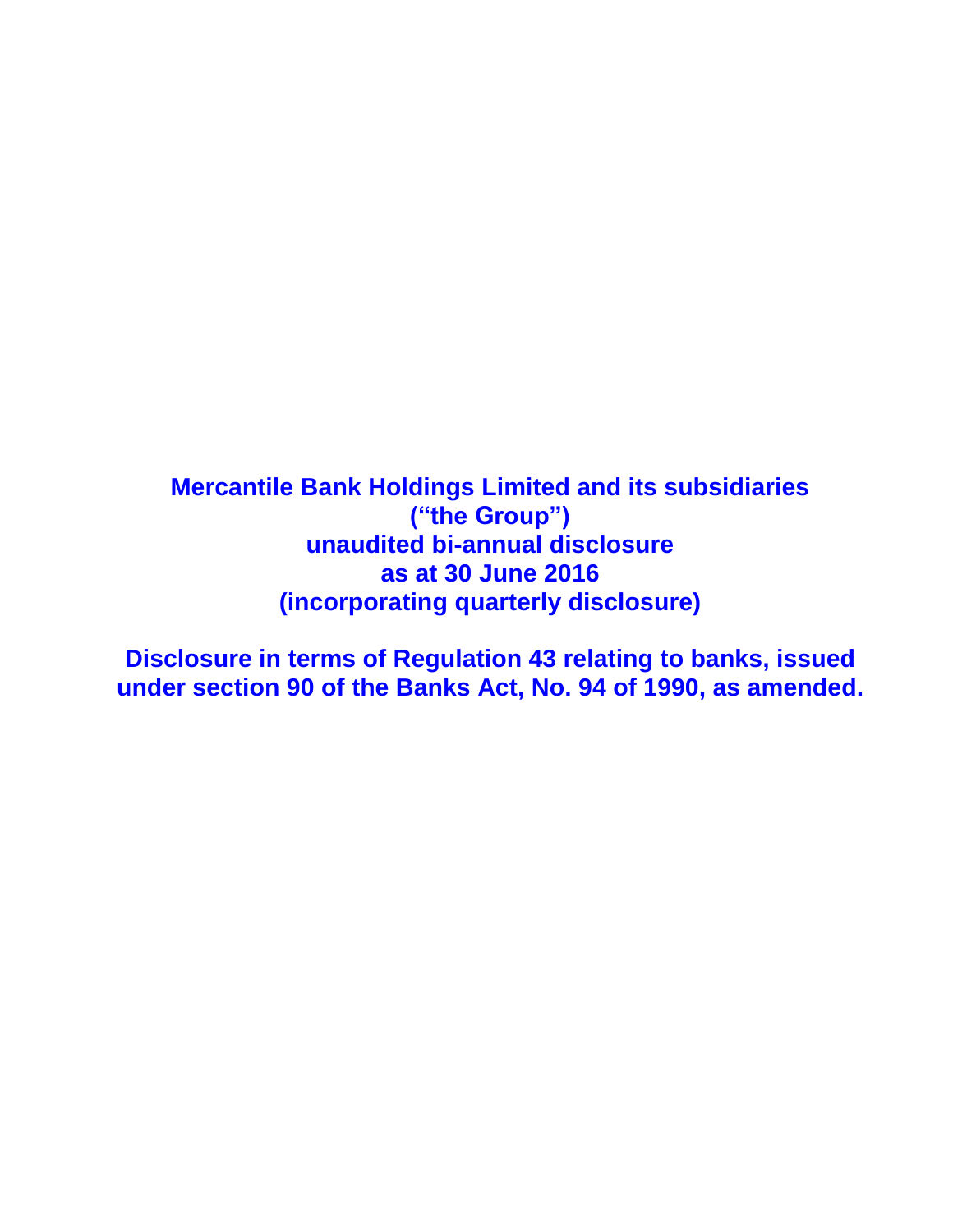# Mercantile Bank Holdings Limited and its subsidiaries
# (“the Group”)
# unaudited bi-annual disclosure
# as at 30 June 2016
# (incorporating quarterly disclosure)

**Disclosure in terms of Regulation 43 relating to banks, issued under section 90 of the Banks Act, No. 94 of 1990, as amended.**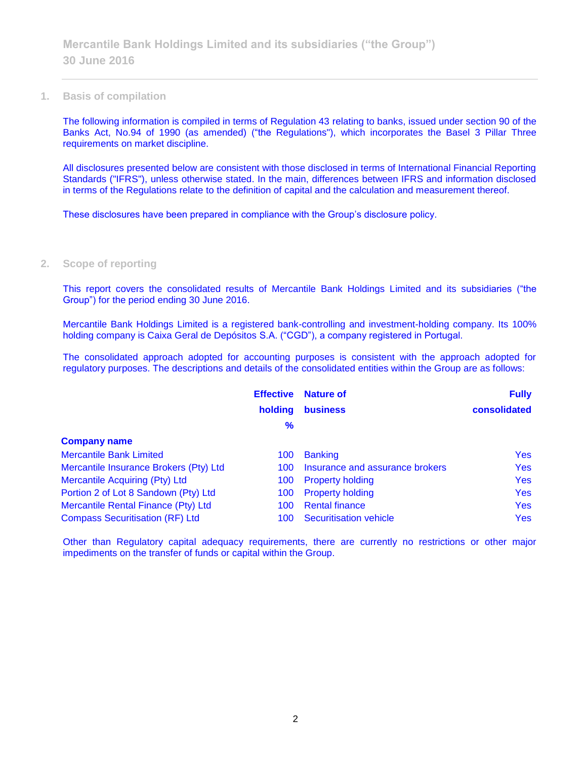## 1. Basis of compilation

The following information is compiled in terms of Regulation 43 relating to banks, issued under section 90 of the Banks Act, No.94 of 1990 (as amended) ("the Regulations"), which incorporates the Basel 3 Pillar Three requirements on market discipline.

All disclosures presented below are consistent with those disclosed in terms of International Financial Reporting Standards ("IFRS"), unless otherwise stated. In the main, differences between IFRS and information disclosed in terms of the Regulations relate to the definition of capital and the calculation and measurement thereof.

These disclosures have been prepared in compliance with the Group's disclosure policy.

## 2. Scope of reporting

This report covers the consolidated results of Mercantile Bank Holdings Limited and its subsidiaries ("the Group") for the period ending 30 June 2016.

Mercantile Bank Holdings Limited is a registered bank-controlling and investment-holding company. Its 100% holding company is Caixa Geral de Depósitos S.A. ("CGD"), a company registered in Portugal.

The consolidated approach adopted for accounting purposes is consistent with the approach adopted for regulatory purposes. The descriptions and details of the consolidated entities within the Group are as follows:

| Company name | Effective holding % | Nature of business | Fully consolidated |
|---|---|---|---|
| Mercantile Bank Limited | 100 | Banking | Yes |
| Mercantile Insurance Brokers (Pty) Ltd | 100 | Insurance and assurance brokers | Yes |
| Mercantile Acquiring (Pty) Ltd | 100 | Property holding | Yes |
| Portion 2 of Lot 8 Sandown (Pty) Ltd | 100 | Property holding | Yes |
| Mercantile Rental Finance (Pty) Ltd | 100 | Rental finance | Yes |
| Compass Securitisation (RF) Ltd | 100 | Securitisation vehicle | Yes |

Other than Regulatory capital adequacy requirements, there are currently no restrictions or other major impediments on the transfer of funds or capital within the Group.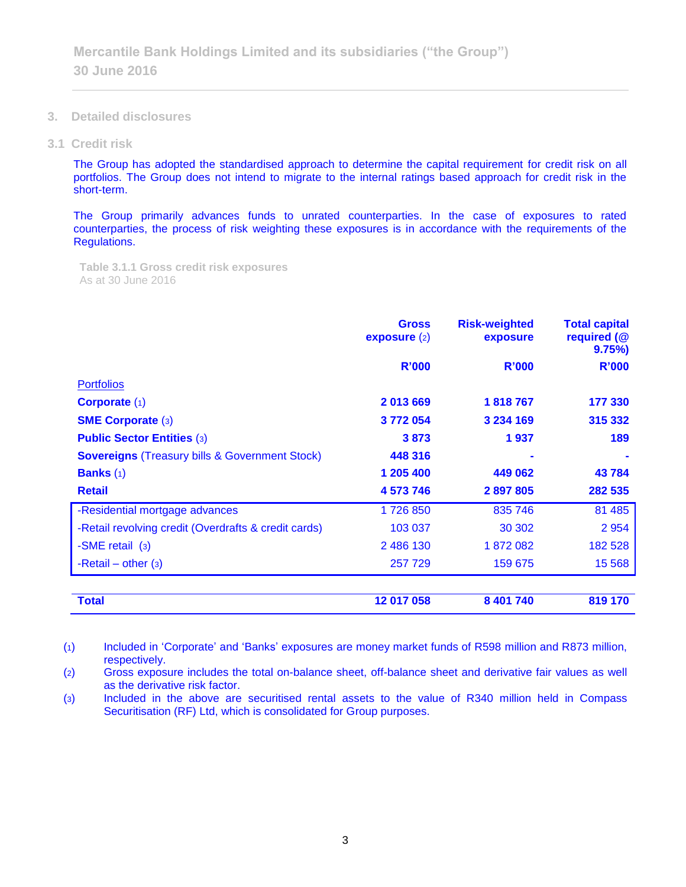## 3. Detailed disclosures

### 3.1 Credit risk

The Group has adopted the standardised approach to determine the capital requirement for credit risk on all portfolios. The Group does not intend to migrate to the internal ratings based approach for credit risk in the short-term.

The Group primarily advances funds to unrated counterparties. In the case of exposures to rated counterparties, the process of risk weighting these exposures is in accordance with the requirements of the Regulations.

**Table 3.1.1 Gross credit risk exposures**
As at 30 June 2016

| | Gross exposure (2) | Risk-weighted exposure | Total capital required (@ 9.75%) |
|---|---|---|---|
| | **R'000** | **R'000** | **R'000** |
| Portfolios | | | |
| **Corporate** (1) | **2 013 669** | **1 818 767** | **177 330** |
| **SME Corporate** (3) | **3 772 054** | **3 234 169** | **315 332** |
| **Public Sector Entities** (3) | **3 873** | **1 937** | **189** |
| **Sovereigns** (Treasury bills & Government Stock) | **448 316** | **-** | **-** |
| **Banks** (1) | **1 205 400** | **449 062** | **43 784** |
| **Retail** | **4 573 746** | **2 897 805** | **282 535** |
| -Residential mortgage advances | 1 726 850 | 835 746 | 81 485 |
| -Retail revolving credit (Overdrafts & credit cards) | 103 037 | 30 302 | 2 954 |
| -SME retail (3) | 2 486 130 | 1 872 082 | 182 528 |
| -Retail – other (3) | 257 729 | 159 675 | 15 568 |
| **Total** | **12 017 058** | **8 401 740** | **819 170** |

(1) Included in 'Corporate' and 'Banks' exposures are money market funds of R598 million and R873 million, respectively.

(2) Gross exposure includes the total on-balance sheet, off-balance sheet and derivative fair values as well as the derivative risk factor.

(3) Included in the above are securitised rental assets to the value of R340 million held in Compass Securitisation (RF) Ltd, which is consolidated for Group purposes.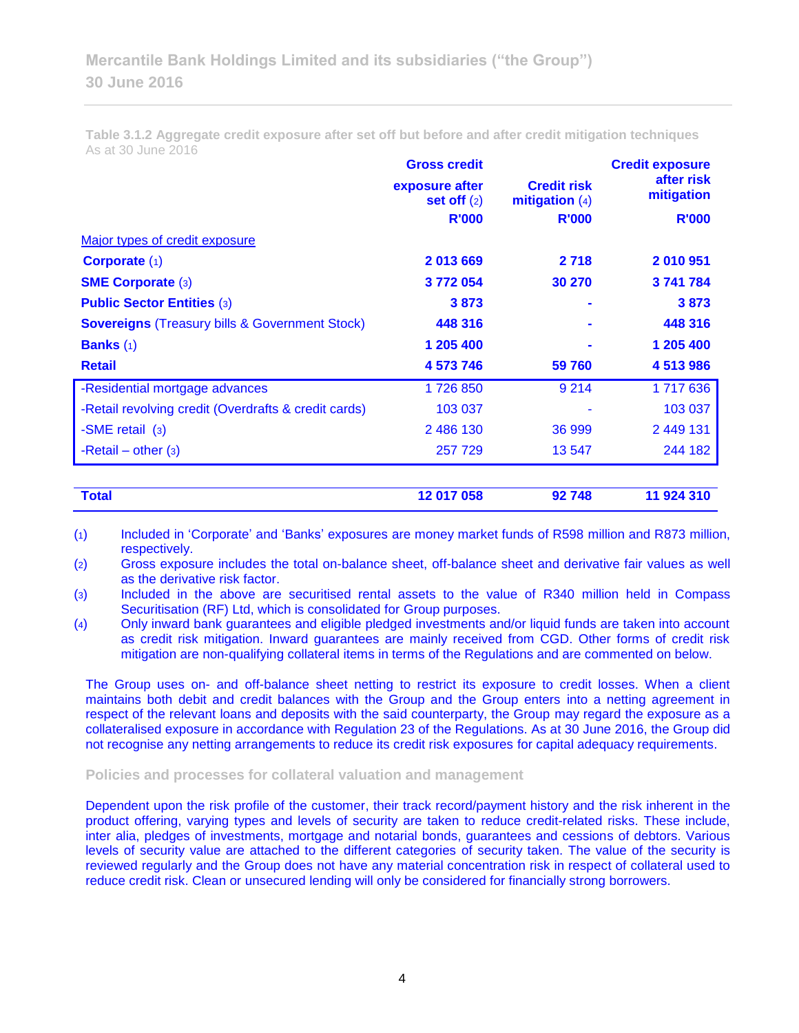Table 3.1.2 Aggregate credit exposure after set off but before and after credit mitigation techniques
As at 30 June 2016

| | Gross credit exposure after set off (2) | Credit risk mitigation (4) | Credit exposure after risk mitigation |
|---|---|---|---|
| | R'000 | R'000 | R'000 |
| Major types of credit exposure | | | |
| **Corporate** (1) | **2 013 669** | **2 718** | **2 010 951** |
| **SME Corporate** (3) | **3 772 054** | **30 270** | **3 741 784** |
| **Public Sector Entities** (3) | **3 873** | **-** | **3 873** |
| **Sovereigns** (Treasury bills & Government Stock) | **448 316** | **-** | **448 316** |
| **Banks** (1) | **1 205 400** | **-** | **1 205 400** |
| **Retail** | **4 573 746** | **59 760** | **4 513 986** |
| -Residential mortgage advances | 1 726 850 | 9 214 | 1 717 636 |
| -Retail revolving credit (Overdrafts & credit cards) | 103 037 | - | 103 037 |
| -SME retail (3) | 2 486 130 | 36 999 | 2 449 131 |
| -Retail – other (3) | 257 729 | 13 547 | 244 182 |
| **Total** | **12 017 058** | **92 748** | **11 924 310** |

(1) Included in 'Corporate' and 'Banks' exposures are money market funds of R598 million and R873 million, respectively.

(2) Gross exposure includes the total on-balance sheet, off-balance sheet and derivative fair values as well as the derivative risk factor.

(3) Included in the above are securitised rental assets to the value of R340 million held in Compass Securitisation (RF) Ltd, which is consolidated for Group purposes.

(4) Only inward bank guarantees and eligible pledged investments and/or liquid funds are taken into account as credit risk mitigation. Inward guarantees are mainly received from CGD. Other forms of credit risk mitigation are non-qualifying collateral items in terms of the Regulations and are commented on below.

The Group uses on- and off-balance sheet netting to restrict its exposure to credit losses. When a client maintains both debit and credit balances with the Group and the Group enters into a netting agreement in respect of the relevant loans and deposits with the said counterparty, the Group may regard the exposure as a collateralised exposure in accordance with Regulation 23 of the Regulations. As at 30 June 2016, the Group did not recognise any netting arrangements to reduce its credit risk exposures for capital adequacy requirements.

## Policies and processes for collateral valuation and management

Dependent upon the risk profile of the customer, their track record/payment history and the risk inherent in the product offering, varying types and levels of security are taken to reduce credit-related risks. These include, inter alia, pledges of investments, mortgage and notarial bonds, guarantees and cessions of debtors. Various levels of security value are attached to the different categories of security taken. The value of the security is reviewed regularly and the Group does not have any material concentration risk in respect of collateral used to reduce credit risk. Clean or unsecured lending will only be considered for financially strong borrowers.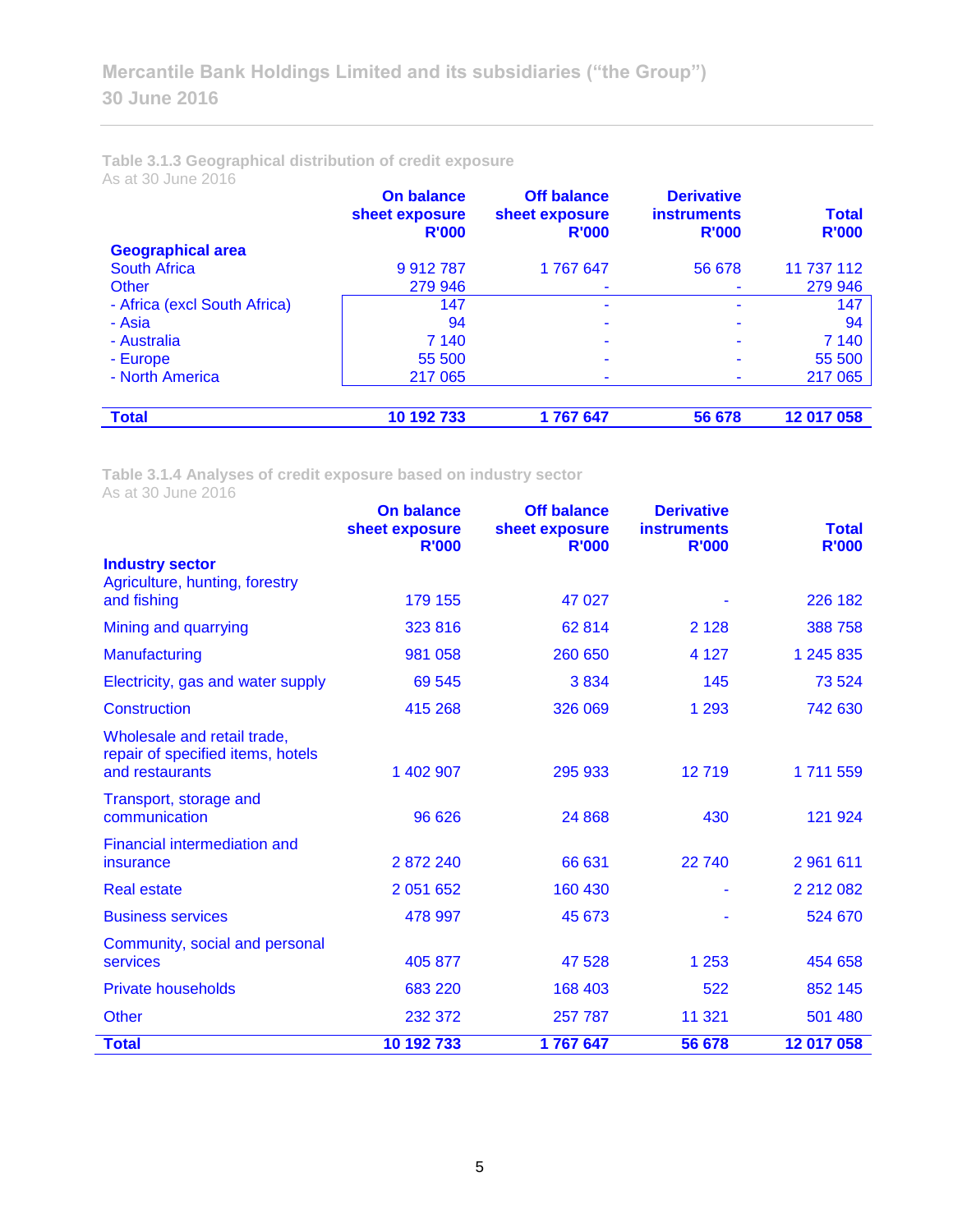### Table 3.1.3 Geographical distribution of credit exposure

As at 30 June 2016

| Geographical area | On balance sheet exposure R'000 | Off balance sheet exposure R'000 | Derivative instruments R'000 | Total R'000 |
|---|---|---|---|---|
| South Africa | 9 912 787 | 1 767 647 | 56 678 | 11 737 112 |
| Other | 279 946 | - | - | 279 946 |
| - Africa (excl South Africa) | 147 | - | - | 147 |
| - Asia | 94 | - | - | 94 |
| - Australia | 7 140 | - | - | 7 140 |
| - Europe | 55 500 | - | - | 55 500 |
| - North America | 217 065 | - | - | 217 065 |
| **Total** | **10 192 733** | **1 767 647** | **56 678** | **12 017 058** |

### Table 3.1.4 Analyses of credit exposure based on industry sector

As at 30 June 2016

| Industry sector | On balance sheet exposure R'000 | Off balance sheet exposure R'000 | Derivative instruments R'000 | Total R'000 |
|---|---|---|---|---|
| Agriculture, hunting, forestry and fishing | 179 155 | 47 027 | - | 226 182 |
| Mining and quarrying | 323 816 | 62 814 | 2 128 | 388 758 |
| Manufacturing | 981 058 | 260 650 | 4 127 | 1 245 835 |
| Electricity, gas and water supply | 69 545 | 3 834 | 145 | 73 524 |
| Construction | 415 268 | 326 069 | 1 293 | 742 630 |
| Wholesale and retail trade, repair of specified items, hotels and restaurants | 1 402 907 | 295 933 | 12 719 | 1 711 559 |
| Transport, storage and communication | 96 626 | 24 868 | 430 | 121 924 |
| Financial intermediation and insurance | 2 872 240 | 66 631 | 22 740 | 2 961 611 |
| Real estate | 2 051 652 | 160 430 | - | 2 212 082 |
| Business services | 478 997 | 45 673 | - | 524 670 |
| Community, social and personal services | 405 877 | 47 528 | 1 253 | 454 658 |
| Private households | 683 220 | 168 403 | 522 | 852 145 |
| Other | 232 372 | 257 787 | 11 321 | 501 480 |
| **Total** | **10 192 733** | **1 767 647** | **56 678** | **12 017 058** |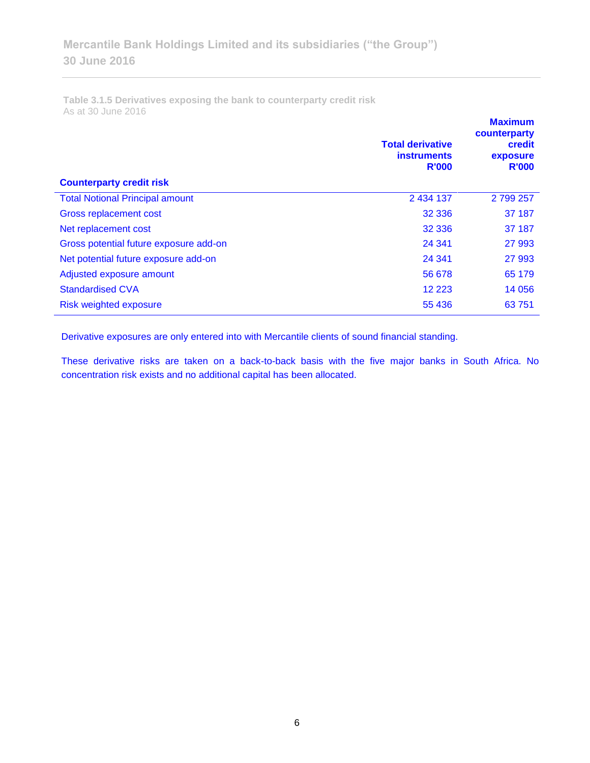**Table 3.1.5 Derivatives exposing the bank to counterparty credit risk**
As at 30 June 2016

| Counterparty credit risk | Total derivative instruments R'000 | Maximum counterparty credit exposure R'000 |
|---|---|---|
| Total Notional Principal amount | 2 434 137 | 2 799 257 |
| Gross replacement cost | 32 336 | 37 187 |
| Net replacement cost | 32 336 | 37 187 |
| Gross potential future exposure add-on | 24 341 | 27 993 |
| Net potential future exposure add-on | 24 341 | 27 993 |
| Adjusted exposure amount | 56 678 | 65 179 |
| Standardised CVA | 12 223 | 14 056 |
| Risk weighted exposure | 55 436 | 63 751 |

Derivative exposures are only entered into with Mercantile clients of sound financial standing.

These derivative risks are taken on a back-to-back basis with the five major banks in South Africa. No concentration risk exists and no additional capital has been allocated.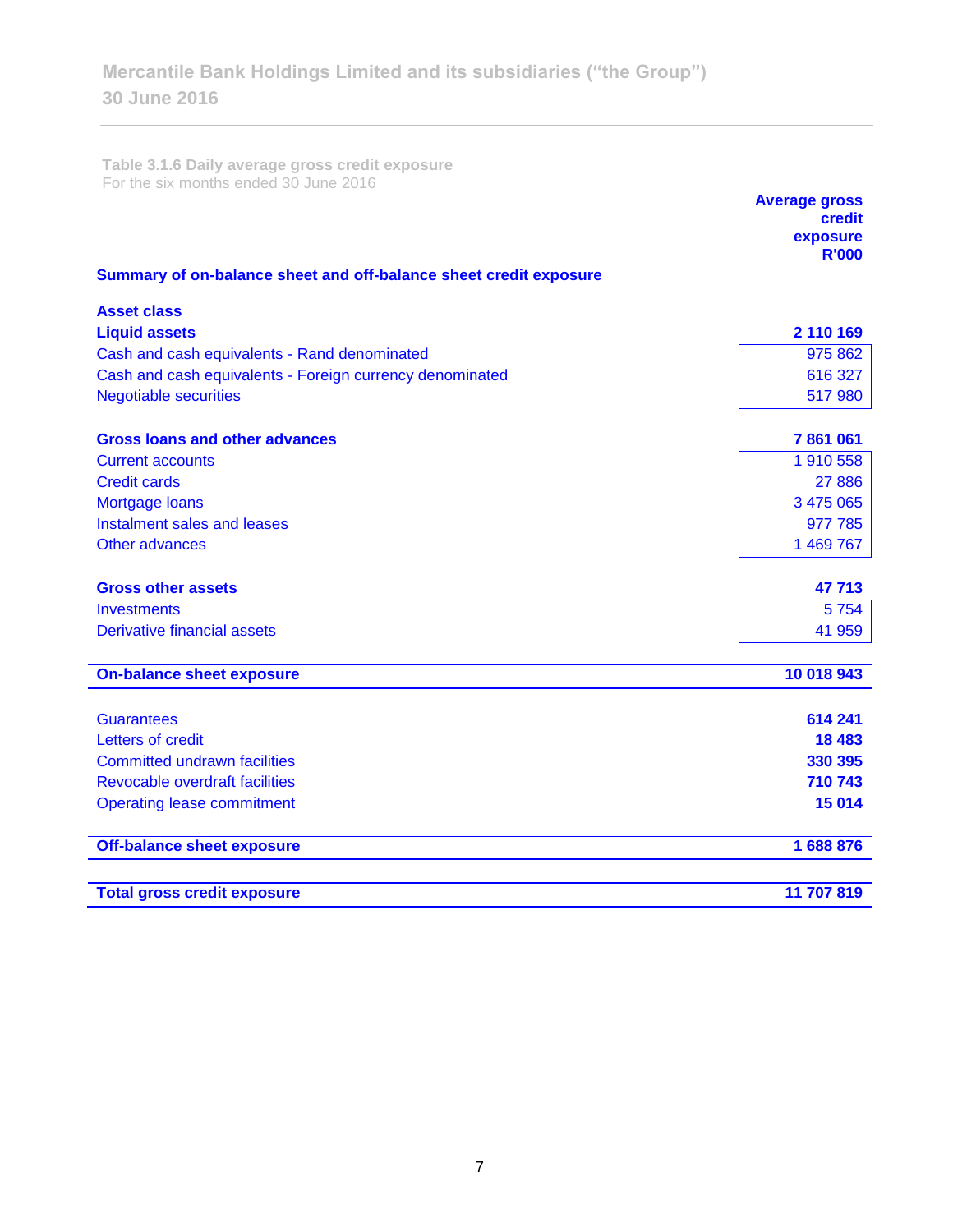**Table 3.1.6 Daily average gross credit exposure**
For the six months ended 30 June 2016

| Summary of on-balance sheet and off-balance sheet credit exposure | Average gross credit exposure R'000 |
|---|---|
| **Asset class** | |
| **Liquid assets** | **2 110 169** |
| Cash and cash equivalents - Rand denominated | 975 862 |
| Cash and cash equivalents - Foreign currency denominated | 616 327 |
| Negotiable securities | 517 980 |
| **Gross loans and other advances** | **7 861 061** |
| Current accounts | 1 910 558 |
| Credit cards | 27 886 |
| Mortgage loans | 3 475 065 |
| Instalment sales and leases | 977 785 |
| Other advances | 1 469 767 |
| **Gross other assets** | **47 713** |
| Investments | 5 754 |
| Derivative financial assets | 41 959 |
| **On-balance sheet exposure** | **10 018 943** |
| Guarantees | **614 241** |
| Letters of credit | **18 483** |
| Committed undrawn facilities | **330 395** |
| Revocable overdraft facilities | **710 743** |
| Operating lease commitment | **15 014** |
| **Off-balance sheet exposure** | **1 688 876** |
| **Total gross credit exposure** | **11 707 819** |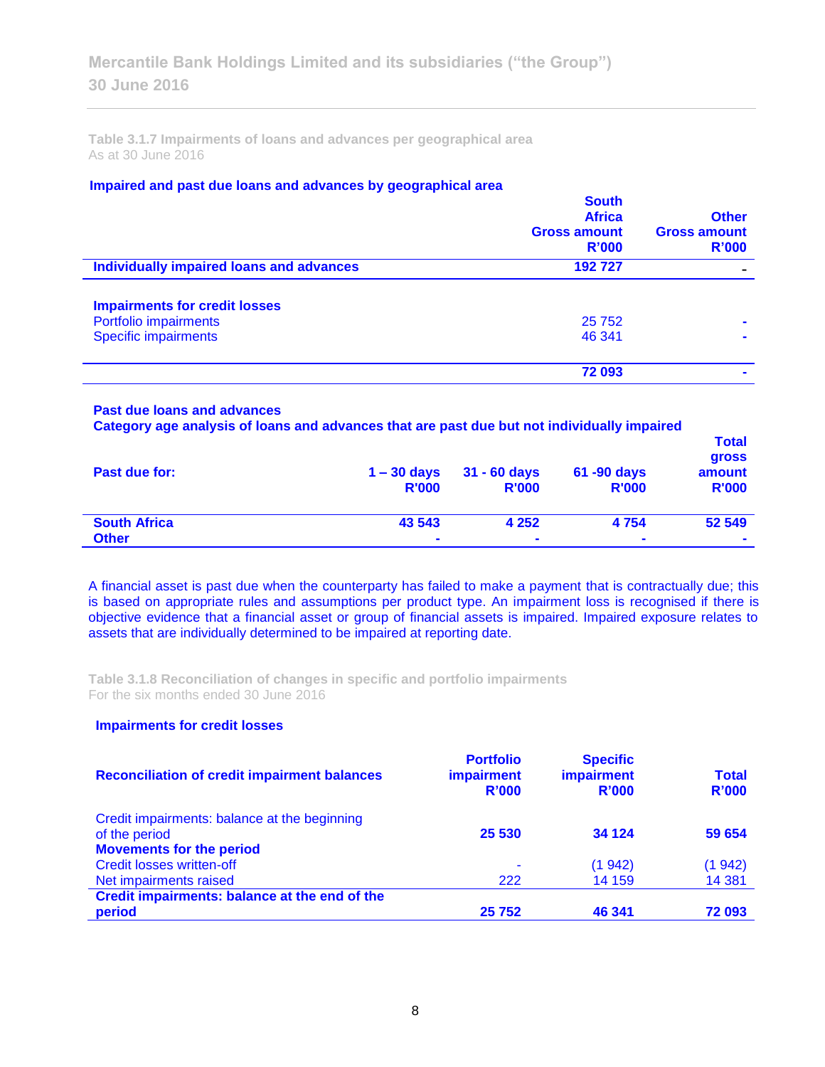Table 3.1.7 Impairments of loans and advances per geographical area
As at 30 June 2016

**Impaired and past due loans and advances by geographical area**

| | South Africa Gross amount R'000 | Other Gross amount R'000 |
|---|---|---|
| **Individually impaired loans and advances** | **192 727** | **-** |
| | | |
| **Impairments for credit losses** | | |
| Portfolio impairments | 25 752 | - |
| Specific impairments | 46 341 | - |
| | **72 093** | **-** |

**Past due loans and advances**
**Category age analysis of loans and advances that are past due but not individually impaired**

| Past due for: | 1 – 30 days R'000 | 31 - 60 days R'000 | 61 -90 days R'000 | Total gross amount R'000 |
|---|---|---|---|---|
| **South Africa** | **43 543** | **4 252** | **4 754** | **52 549** |
| **Other** | **-** | **-** | **-** | **-** |

A financial asset is past due when the counterparty has failed to make a payment that is contractually due; this is based on appropriate rules and assumptions per product type. An impairment loss is recognised if there is objective evidence that a financial asset or group of financial assets is impaired. Impaired exposure relates to assets that are individually determined to be impaired at reporting date.

Table 3.1.8 Reconciliation of changes in specific and portfolio impairments
For the six months ended 30 June 2016

**Impairments for credit losses**

| Reconciliation of credit impairment balances | Portfolio impairment R'000 | Specific impairment R'000 | Total R'000 |
|---|---|---|---|
| Credit impairments: balance at the beginning of the period | **25 530** | **34 124** | **59 654** |
| **Movements for the period** | | | |
| Credit losses written-off | - | (1 942) | (1 942) |
| Net impairments raised | 222 | 14 159 | 14 381 |
| **Credit impairments: balance at the end of the period** | **25 752** | **46 341** | **72 093** |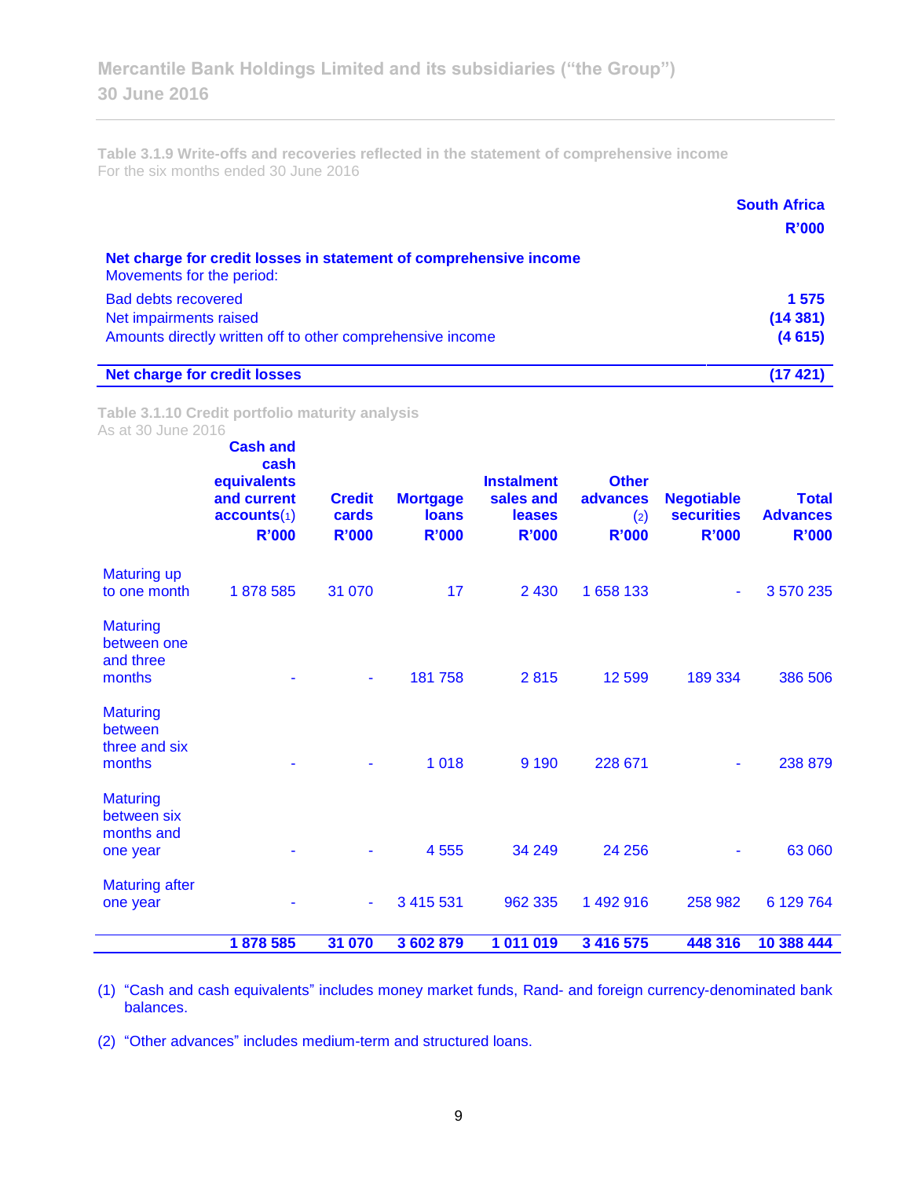**Table 3.1.9 Write-offs and recoveries reflected in the statement of comprehensive income**
For the six months ended 30 June 2016

| | South Africa R'000 |
|---|---|
| **Net charge for credit losses in statement of comprehensive income** | |
| Movements for the period: | |
| Bad debts recovered | **1 575** |
| Net impairments raised | **(14 381)** |
| Amounts directly written off to other comprehensive income | **(4 615)** |
| **Net charge for credit losses** | **(17 421)** |

**Table 3.1.10 Credit portfolio maturity analysis**
As at 30 June 2016

| | Cash and cash equivalents and current accounts(1) R'000 | Credit cards R'000 | Mortgage loans R'000 | Instalment sales and leases R'000 | Other advances (2) R'000 | Negotiable securities R'000 | Total Advances R'000 |
|---|---|---|---|---|---|---|---|
| Maturing up to one month | 1 878 585 | 31 070 | 17 | 2 430 | 1 658 133 | - | 3 570 235 |
| Maturing between one and three months | - | - | 181 758 | 2 815 | 12 599 | 189 334 | 386 506 |
| Maturing between three and six months | - | - | 1 018 | 9 190 | 228 671 | - | 238 879 |
| Maturing between six months and one year | - | - | 4 555 | 34 249 | 24 256 | - | 63 060 |
| Maturing after one year | - | - | 3 415 531 | 962 335 | 1 492 916 | 258 982 | 6 129 764 |
| | **1 878 585** | **31 070** | **3 602 879** | **1 011 019** | **3 416 575** | **448 316** | **10 388 444** |

(1) "Cash and cash equivalents" includes money market funds, Rand- and foreign currency-denominated bank balances.

(2) "Other advances" includes medium-term and structured loans.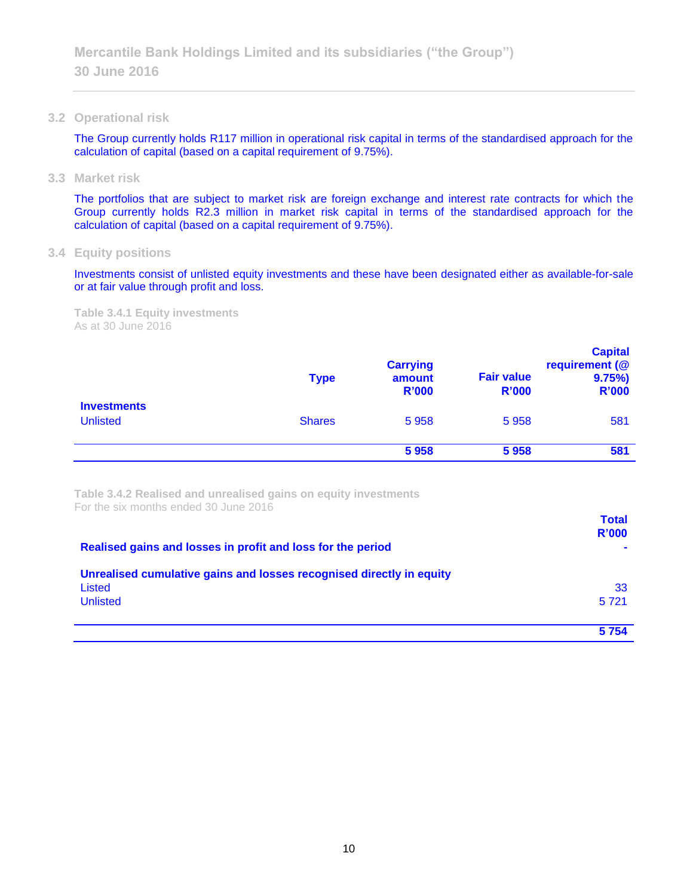### 3.2 Operational risk

The Group currently holds R117 million in operational risk capital in terms of the standardised approach for the calculation of capital (based on a capital requirement of 9.75%).

### 3.3 Market risk

The portfolios that are subject to market risk are foreign exchange and interest rate contracts for which the Group currently holds R2.3 million in market risk capital in terms of the standardised approach for the calculation of capital (based on a capital requirement of 9.75%).

### 3.4 Equity positions

Investments consist of unlisted equity investments and these have been designated either as available-for-sale or at fair value through profit and loss.

**Table 3.4.1 Equity investments**
As at 30 June 2016

| | Type | Carrying amount R'000 | Fair value R'000 | Capital requirement (@ 9.75%) R'000 |
|---|---|---|---|---|
| **Investments** | | | | |
| Unlisted | Shares | 5 958 | 5 958 | 581 |
| | | **5 958** | **5 958** | **581** |

**Table 3.4.2 Realised and unrealised gains on equity investments**
For the six months ended 30 June 2016

| | Total R'000 |
|---|---|
| **Realised gains and losses in profit and loss for the period** | - |
| **Unrealised cumulative gains and losses recognised directly in equity** | |
| Listed | 33 |
| Unlisted | 5 721 |
| | **5 754** |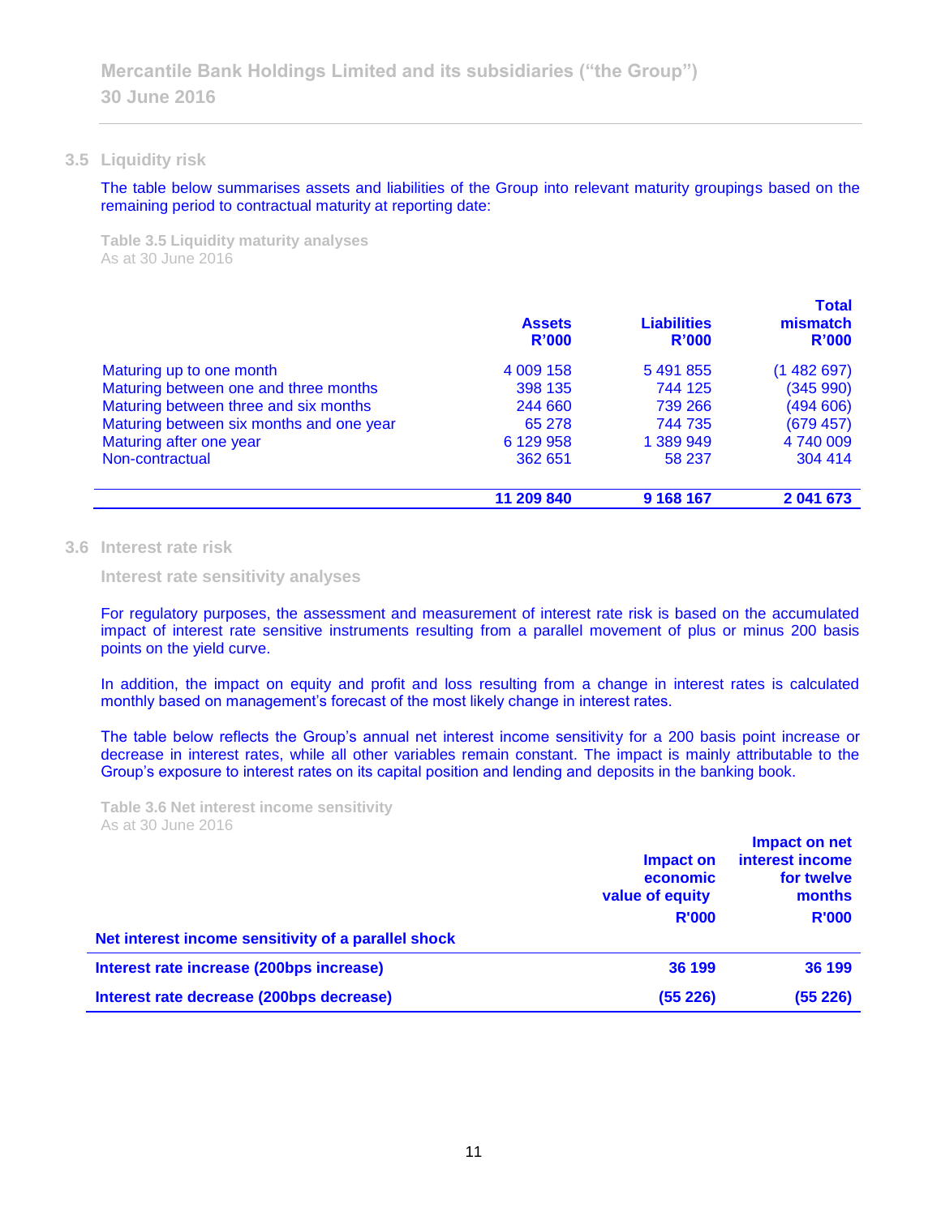### 3.5 Liquidity risk

The table below summarises assets and liabilities of the Group into relevant maturity groupings based on the remaining period to contractual maturity at reporting date:

**Table 3.5 Liquidity maturity analyses**
As at 30 June 2016

| | Assets R'000 | Liabilities R'000 | Total mismatch R'000 |
|---|---|---|---|
| Maturing up to one month | 4 009 158 | 5 491 855 | (1 482 697) |
| Maturing between one and three months | 398 135 | 744 125 | (345 990) |
| Maturing between three and six months | 244 660 | 739 266 | (494 606) |
| Maturing between six months and one year | 65 278 | 744 735 | (679 457) |
| Maturing after one year | 6 129 958 | 1 389 949 | 4 740 009 |
| Non-contractual | 362 651 | 58 237 | 304 414 |
| | **11 209 840** | **9 168 167** | **2 041 673** |

### 3.6 Interest rate risk

**Interest rate sensitivity analyses**

For regulatory purposes, the assessment and measurement of interest rate risk is based on the accumulated impact of interest rate sensitive instruments resulting from a parallel movement of plus or minus 200 basis points on the yield curve.

In addition, the impact on equity and profit and loss resulting from a change in interest rates is calculated monthly based on management's forecast of the most likely change in interest rates.

The table below reflects the Group's annual net interest income sensitivity for a 200 basis point increase or decrease in interest rates, while all other variables remain constant. The impact is mainly attributable to the Group's exposure to interest rates on its capital position and lending and deposits in the banking book.

**Table 3.6 Net interest income sensitivity**
As at 30 June 2016

| **Net interest income sensitivity of a parallel shock** | **Impact on economic value of equity R'000** | **Impact on net interest income for twelve months R'000** |
|---|---|---|
| **Interest rate increase (200bps increase)** | **36 199** | **36 199** |
| **Interest rate decrease (200bps decrease)** | **(55 226)** | **(55 226)** |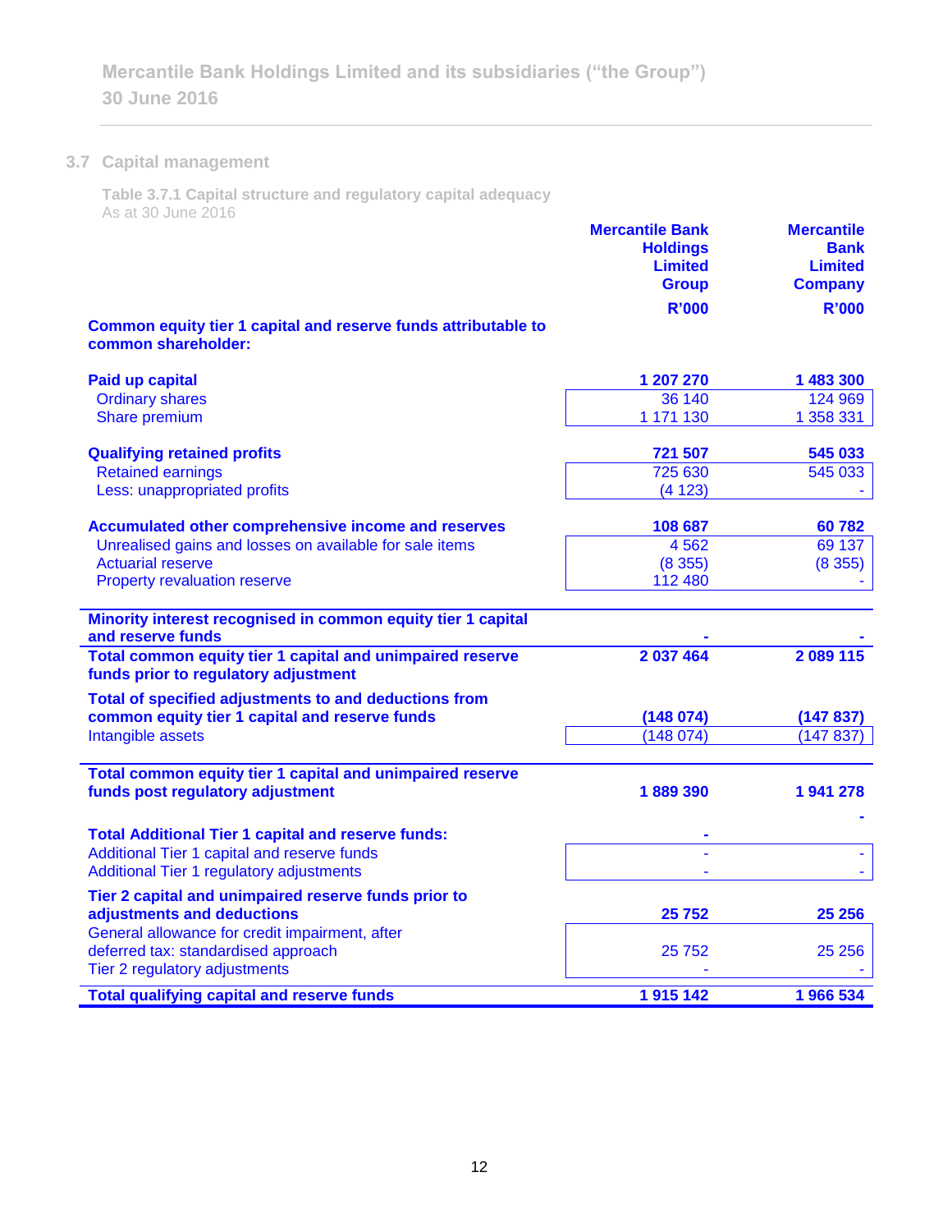## 3.7 Capital management

**Table 3.7.1 Capital structure and regulatory capital adequacy**
As at 30 June 2016

| | Mercantile Bank Holdings Limited Group R'000 | Mercantile Bank Limited Company R'000 |
|---|---|---|
| **Common equity tier 1 capital and reserve funds attributable to common shareholder:** | | |
| **Paid up capital** | **1 207 270** | **1 483 300** |
| Ordinary shares | 36 140 | 124 969 |
| Share premium | 1 171 130 | 1 358 331 |
| **Qualifying retained profits** | **721 507** | **545 033** |
| Retained earnings | 725 630 | 545 033 |
| Less: unappropriated profits | (4 123) | - |
| **Accumulated other comprehensive income and reserves** | **108 687** | **60 782** |
| Unrealised gains and losses on available for sale items | 4 562 | 69 137 |
| Actuarial reserve | (8 355) | (8 355) |
| Property revaluation reserve | 112 480 | - |
| **Minority interest recognised in common equity tier 1 capital and reserve funds** | **-** | **-** |
| **Total common equity tier 1 capital and unimpaired reserve funds prior to regulatory adjustment** | **2 037 464** | **2 089 115** |
| **Total of specified adjustments to and deductions from common equity tier 1 capital and reserve funds** | **(148 074)** | **(147 837)** |
| Intangible assets | (148 074) | (147 837) |
| **Total common equity tier 1 capital and unimpaired reserve funds post regulatory adjustment** | **1 889 390** | **1 941 278** |
| **Total Additional Tier 1 capital and reserve funds:** | **-** | **-** |
| Additional Tier 1 capital and reserve funds | - | - |
| Additional Tier 1 regulatory adjustments | - | - |
| **Tier 2 capital and unimpaired reserve funds prior to adjustments and deductions** | **25 752** | **25 256** |
| General allowance for credit impairment, after deferred tax: standardised approach | 25 752 | 25 256 |
| Tier 2 regulatory adjustments | - | - |
| **Total qualifying capital and reserve funds** | **1 915 142** | **1 966 534** |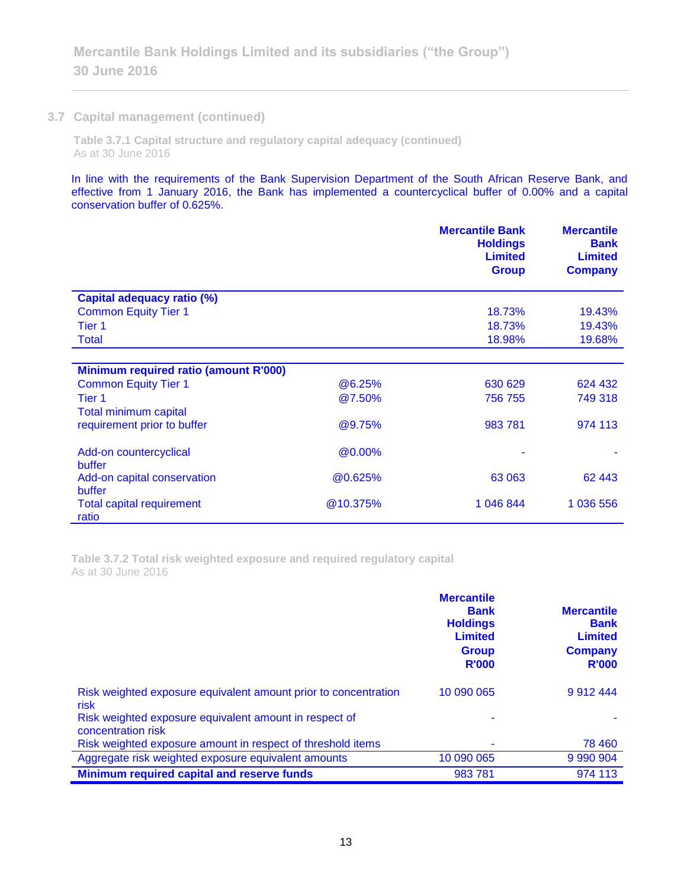### 3.7 Capital management (continued)

**Table 3.7.1 Capital structure and regulatory capital adequacy (continued)**
As at 30 June 2016

In line with the requirements of the Bank Supervision Department of the South African Reserve Bank, and effective from 1 January 2016, the Bank has implemented a countercyclical buffer of 0.00% and a capital conservation buffer of 0.625%.

| | | Mercantile Bank Holdings Limited Group | Mercantile Bank Limited Company |
|---|---|---|---|
| **Capital adequacy ratio (%)** | | | |
| Common Equity Tier 1 | | 18.73% | 19.43% |
| Tier 1 | | 18.73% | 19.43% |
| Total | | 18.98% | 19.68% |
| **Minimum required ratio (amount R'000)** | | | |
| Common Equity Tier 1 | @6.25% | 630 629 | 624 432 |
| Tier 1 | @7.50% | 756 755 | 749 318 |
| Total minimum capital requirement prior to buffer | @9.75% | 983 781 | 974 113 |
| Add-on countercyclical buffer | @0.00% | - | - |
| Add-on capital conservation buffer | @0.625% | 63 063 | 62 443 |
| Total capital requirement ratio | @10.375% | 1 046 844 | 1 036 556 |

**Table 3.7.2 Total risk weighted exposure and required regulatory capital**
As at 30 June 2016

| | Mercantile Bank Holdings Limited Group R'000 | Mercantile Bank Limited Company R'000 |
|---|---|---|
| Risk weighted exposure equivalent amount prior to concentration risk | 10 090 065 | 9 912 444 |
| Risk weighted exposure equivalent amount in respect of concentration risk | - | - |
| Risk weighted exposure amount in respect of threshold items | - | 78 460 |
| Aggregate risk weighted exposure equivalent amounts | 10 090 065 | 9 990 904 |
| **Minimum required capital and reserve funds** | 983 781 | 974 113 |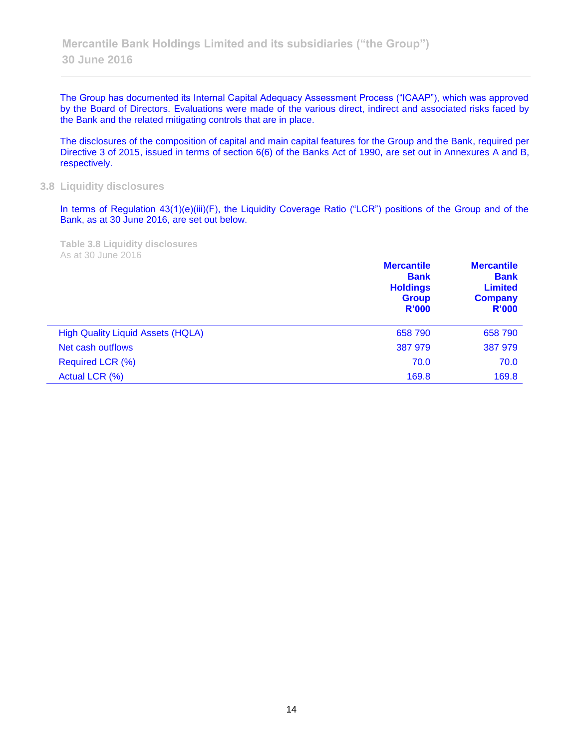The Group has documented its Internal Capital Adequacy Assessment Process ("ICAAP"), which was approved by the Board of Directors. Evaluations were made of the various direct, indirect and associated risks faced by the Bank and the related mitigating controls that are in place.

The disclosures of the composition of capital and main capital features for the Group and the Bank, required per Directive 3 of 2015, issued in terms of section 6(6) of the Banks Act of 1990, are set out in Annexures A and B, respectively.

## 3.8 Liquidity disclosures

In terms of Regulation 43(1)(e)(iii)(F), the Liquidity Coverage Ratio ("LCR") positions of the Group and of the Bank, as at 30 June 2016, are set out below.

**Table 3.8 Liquidity disclosures**
As at 30 June 2016

| | Mercantile Bank Holdings Group R'000 | Mercantile Bank Limited Company R'000 |
|---|---|---|
| High Quality Liquid Assets (HQLA) | 658 790 | 658 790 |
| Net cash outflows | 387 979 | 387 979 |
| Required LCR (%) | 70.0 | 70.0 |
| Actual LCR (%) | 169.8 | 169.8 |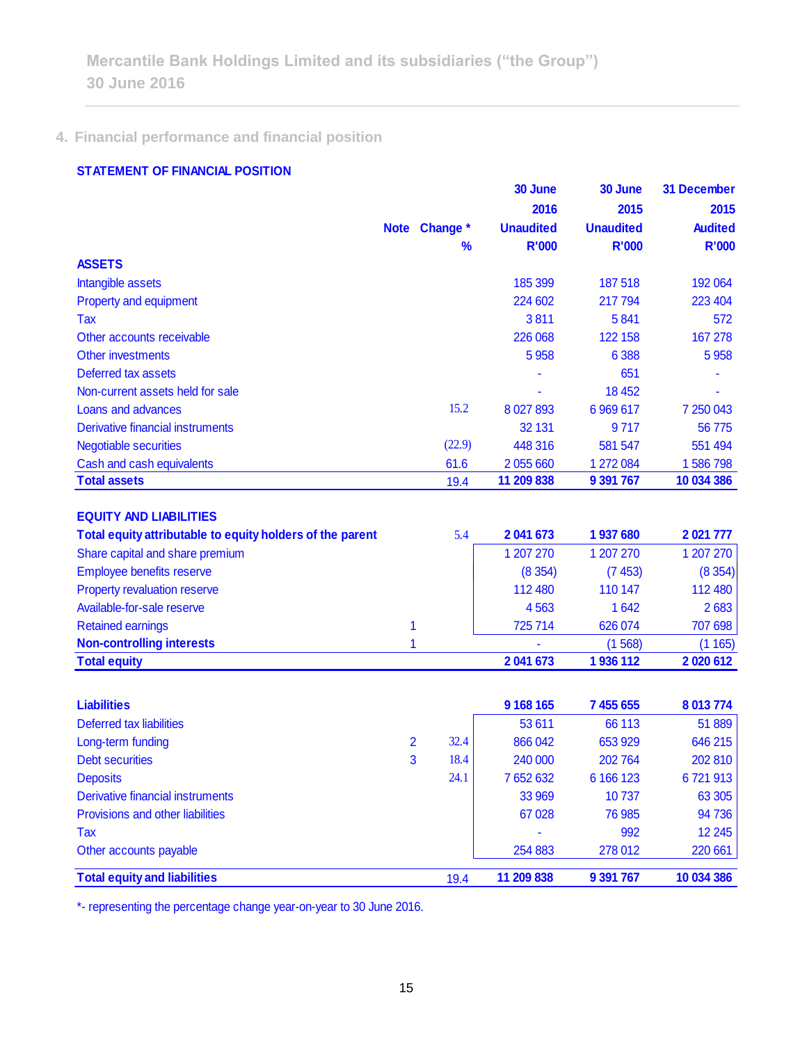## 4. Financial performance and financial position

### STATEMENT OF FINANCIAL POSITION

| | Note | Change * % | 30 June 2016 Unaudited R'000 | 30 June 2015 Unaudited R'000 | 31 December 2015 Audited R'000 |
|---|---|---|---|---|---|
| **ASSETS** | | | | | |
| Intangible assets | | | 185 399 | 187 518 | 192 064 |
| Property and equipment | | | 224 602 | 217 794 | 223 404 |
| Tax | | | 3 811 | 5 841 | 572 |
| Other accounts receivable | | | 226 068 | 122 158 | 167 278 |
| Other investments | | | 5 958 | 6 388 | 5 958 |
| Deferred tax assets | | | - | 651 | - |
| Non-current assets held for sale | | | - | 18 452 | - |
| Loans and advances | | 15.2 | 8 027 893 | 6 969 617 | 7 250 043 |
| Derivative financial instruments | | | 32 131 | 9 717 | 56 775 |
| Negotiable securities | | (22.9) | 448 316 | 581 547 | 551 494 |
| Cash and cash equivalents | | 61.6 | 2 055 660 | 1 272 084 | 1 586 798 |
| **Total assets** | | 19.4 | **11 209 838** | **9 391 767** | **10 034 386** |
| | | | | | |
| **EQUITY AND LIABILITIES** | | | | | |
| **Total equity attributable to equity holders of the parent** | | 5.4 | **2 041 673** | **1 937 680** | **2 021 777** |
| Share capital and share premium | | | 1 207 270 | 1 207 270 | 1 207 270 |
| Employee benefits reserve | | | (8 354) | (7 453) | (8 354) |
| Property revaluation reserve | | | 112 480 | 110 147 | 112 480 |
| Available-for-sale reserve | | | 4 563 | 1 642 | 2 683 |
| Retained earnings | 1 | | 725 714 | 626 074 | 707 698 |
| **Non-controlling interests** | 1 | | - | (1 568) | (1 165) |
| **Total equity** | | | **2 041 673** | **1 936 112** | **2 020 612** |
| | | | | | |
| **Liabilities** | | | **9 168 165** | **7 455 655** | **8 013 774** |
| Deferred tax liabilities | | | 53 611 | 66 113 | 51 889 |
| Long-term funding | 2 | 32.4 | 866 042 | 653 929 | 646 215 |
| Debt securities | 3 | 18.4 | 240 000 | 202 764 | 202 810 |
| Deposits | | 24.1 | 7 652 632 | 6 166 123 | 6 721 913 |
| Derivative financial instruments | | | 33 969 | 10 737 | 63 305 |
| Provisions and other liabilities | | | 67 028 | 76 985 | 94 736 |
| Tax | | | - | 992 | 12 245 |
| Other accounts payable | | | 254 883 | 278 012 | 220 661 |
| **Total equity and liabilities** | | 19.4 | **11 209 838** | **9 391 767** | **10 034 386** |

*- representing the percentage change year-on-year to 30 June 2016.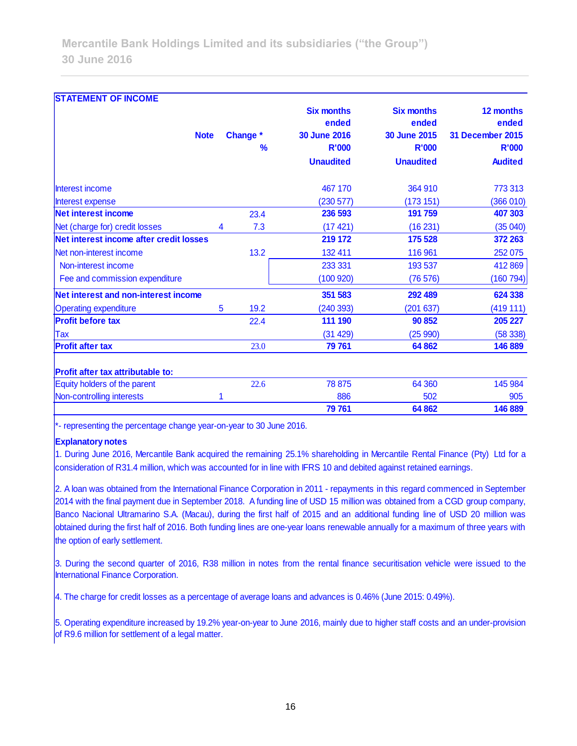Mercantile Bank Holdings Limited and its subsidiaries ("the Group")
30 June 2016

## STATEMENT OF INCOME

| | Note | Change * % | Six months ended 30 June 2016 R'000 Unaudited | Six months ended 30 June 2015 R'000 Unaudited | 12 months ended 31 December 2015 R'000 Audited |
|---|---|---|---|---|---|
| Interest income | | | 467 170 | 364 910 | 773 313 |
| Interest expense | | | (230 577) | (173 151) | (366 010) |
| **Net interest income** | | 23.4 | **236 593** | **191 759** | **407 303** |
| Net (charge for) credit losses | 4 | 7.3 | (17 421) | (16 231) | (35 040) |
| **Net interest income after credit losses** | | | **219 172** | **175 528** | **372 263** |
| Net non-interest income | | 13.2 | 132 411 | 116 961 | 252 075 |
| Non-interest income | | | 233 331 | 193 537 | 412 869 |
| Fee and commission expenditure | | | (100 920) | (76 576) | (160 794) |
| **Net interest and non-interest income** | | | **351 583** | **292 489** | **624 338** |
| Operating expenditure | 5 | 19.2 | (240 393) | (201 637) | (419 111) |
| **Profit before tax** | | 22.4 | **111 190** | **90 852** | **205 227** |
| Tax | | | (31 429) | (25 990) | (58 338) |
| **Profit after tax** | | 23.0 | **79 761** | **64 862** | **146 889** |
| | | | | | |
| **Profit after tax attributable to:** | | | | | |
| Equity holders of the parent | | 22.6 | 78 875 | 64 360 | 145 984 |
| Non-controlling interests | 1 | | 886 | 502 | 905 |
| | | | **79 761** | **64 862** | **146 889** |

*- representing the percentage change year-on-year to 30 June 2016.

**Explanatory notes**

1. During June 2016, Mercantile Bank acquired the remaining 25.1% shareholding in Mercantile Rental Finance (Pty) Ltd for a consideration of R31.4 million, which was accounted for in line with IFRS 10 and debited against retained earnings.

2. A loan was obtained from the International Finance Corporation in 2011 - repayments in this regard commenced in September 2014 with the final payment due in September 2018. A funding line of USD 15 million was obtained from a CGD group company, Banco Nacional Ultramarino S.A. (Macau), during the first half of 2015 and an additional funding line of USD 20 million was obtained during the first half of 2016. Both funding lines are one-year loans renewable annually for a maximum of three years with the option of early settlement.

3. During the second quarter of 2016, R38 million in notes from the rental finance securitisation vehicle were issued to the International Finance Corporation.

4. The charge for credit losses as a percentage of average loans and advances is 0.46% (June 2015: 0.49%).

5. Operating expenditure increased by 19.2% year-on-year to June 2016, mainly due to higher staff costs and an under-provision of R9.6 million for settlement of a legal matter.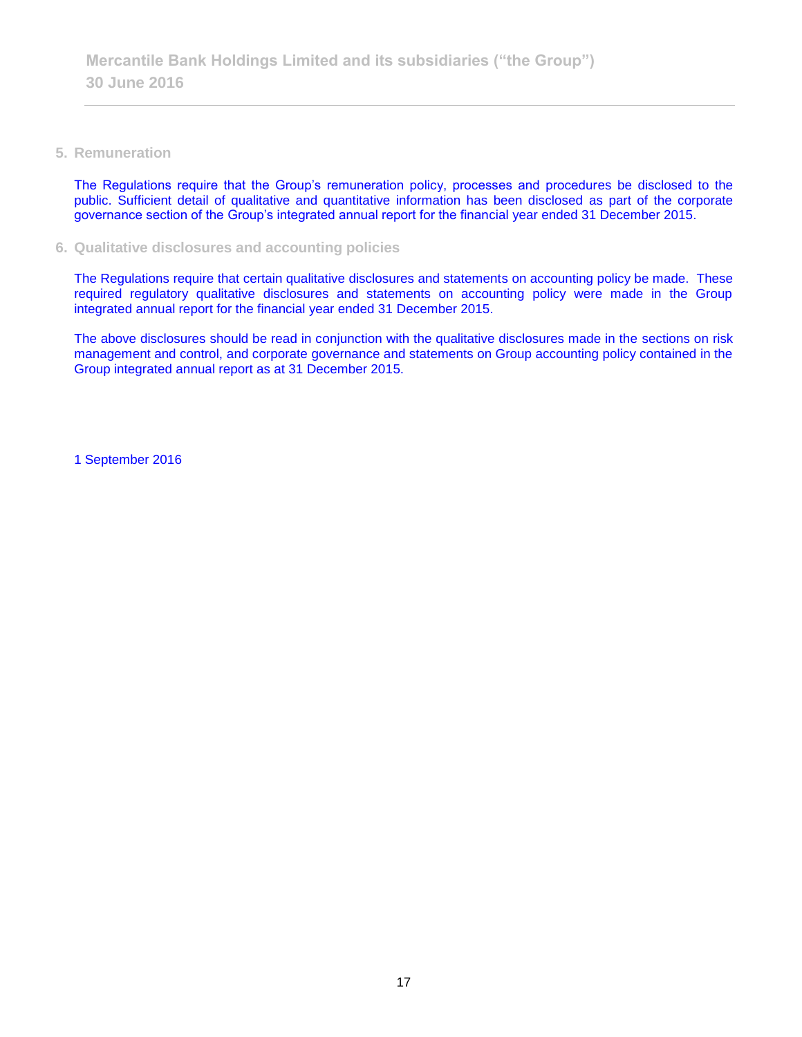## 5. Remuneration

The Regulations require that the Group's remuneration policy, processes and procedures be disclosed to the public. Sufficient detail of qualitative and quantitative information has been disclosed as part of the corporate governance section of the Group's integrated annual report for the financial year ended 31 December 2015.

## 6. Qualitative disclosures and accounting policies

The Regulations require that certain qualitative disclosures and statements on accounting policy be made. These required regulatory qualitative disclosures and statements on accounting policy were made in the Group integrated annual report for the financial year ended 31 December 2015.

The above disclosures should be read in conjunction with the qualitative disclosures made in the sections on risk management and control, and corporate governance and statements on Group accounting policy contained in the Group integrated annual report as at 31 December 2015.

1 September 2016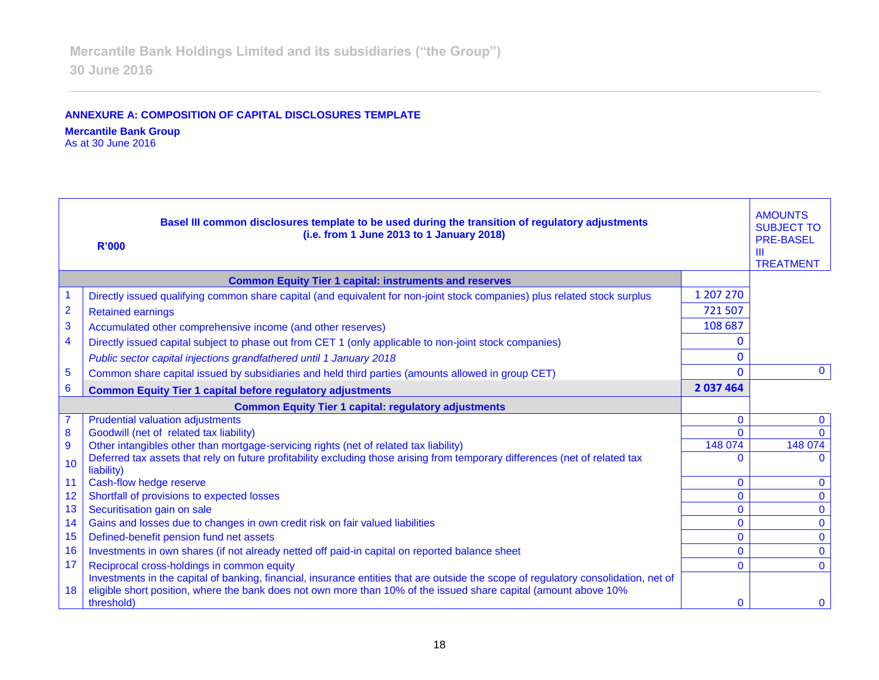## ANNEXURE A: COMPOSITION OF CAPITAL DISCLOSURES TEMPLATE

**Mercantile Bank Group**
As at 30 June 2016

| | **Basel III common disclosures template to be used during the transition of regulatory adjustments (i.e. from 1 June 2013 to 1 January 2018)** **R'000** | | AMOUNTS SUBJECT TO PRE-BASEL III TREATMENT |
|---|---|---|---|
| | **Common Equity Tier 1 capital: instruments and reserves** | | |
| 1 | Directly issued qualifying common share capital (and equivalent for non-joint stock companies) plus related stock surplus | 1 207 270 | |
| 2 | Retained earnings | 721 507 | |
| 3 | Accumulated other comprehensive income (and other reserves) | 108 687 | |
| 4 | Directly issued capital subject to phase out from CET 1 (only applicable to non-joint stock companies) | 0 | |
| | *Public sector capital injections grandfathered until 1 January 2018* | 0 | |
| 5 | Common share capital issued by subsidiaries and held third parties (amounts allowed in group CET) | 0 | 0 |
| 6 | **Common Equity Tier 1 capital before regulatory adjustments** | **2 037 464** | |
| | **Common Equity Tier 1 capital: regulatory adjustments** | | |
| 7 | Prudential valuation adjustments | 0 | 0 |
| 8 | Goodwill (net of related tax liability) | 0 | 0 |
| 9 | Other intangibles other than mortgage-servicing rights (net of related tax liability) | 148 074 | 148 074 |
| 10 | Deferred tax assets that rely on future profitability excluding those arising from temporary differences (net of related tax liability) | 0 | 0 |
| 11 | Cash-flow hedge reserve | 0 | 0 |
| 12 | Shortfall of provisions to expected losses | 0 | 0 |
| 13 | Securitisation gain on sale | 0 | 0 |
| 14 | Gains and losses due to changes in own credit risk on fair valued liabilities | 0 | 0 |
| 15 | Defined-benefit pension fund net assets | 0 | 0 |
| 16 | Investments in own shares (if not already netted off paid-in capital on reported balance sheet | 0 | 0 |
| 17 | Reciprocal cross-holdings in common equity | 0 | 0 |
| 18 | Investments in the capital of banking, financial, insurance entities that are outside the scope of regulatory consolidation, net of eligible short position, where the bank does not own more than 10% of the issued share capital (amount above 10% threshold) | 0 | 0 |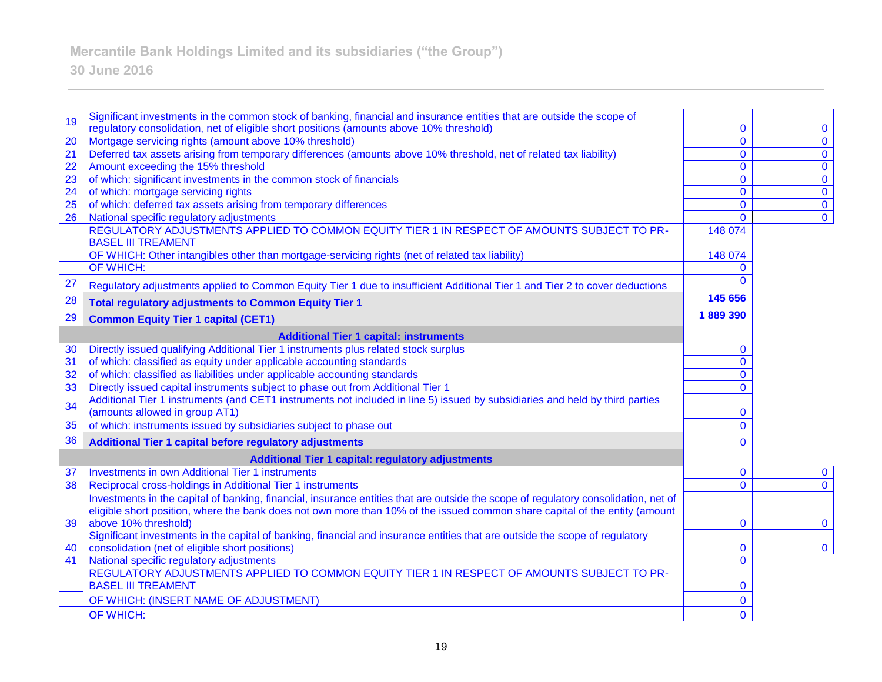# Mercantile Bank Holdings Limited and its subsidiaries ("the Group")

## 30 June 2016

| | | | |
|---|---|---|---|
| 19 | Significant investments in the common stock of banking, financial and insurance entities that are outside the scope of regulatory consolidation, net of eligible short positions (amounts above 10% threshold) | 0 | 0 |
| 20 | Mortgage servicing rights (amount above 10% threshold) | 0 | 0 |
| 21 | Deferred tax assets arising from temporary differences (amounts above 10% threshold, net of related tax liability) | 0 | 0 |
| 22 | Amount exceeding the 15% threshold | 0 | 0 |
| 23 | of which: significant investments in the common stock of financials | 0 | 0 |
| 24 | of which: mortgage servicing rights | 0 | 0 |
| 25 | of which: deferred tax assets arising from temporary differences | 0 | 0 |
| 26 | National specific regulatory adjustments | 0 | 0 |
| | REGULATORY ADJUSTMENTS APPLIED TO COMMON EQUITY TIER 1 IN RESPECT OF AMOUNTS SUBJECT TO PR-BASEL III TREAMENT | 148 074 | |
| | OF WHICH: Other intangibles other than mortgage-servicing rights (net of related tax liability) | 148 074 | |
| | OF WHICH: | 0 | |
| 27 | Regulatory adjustments applied to Common Equity Tier 1 due to insufficient Additional Tier 1 and Tier 2 to cover deductions | 0 | |
| 28 | **Total regulatory adjustments to Common Equity Tier 1** | **145 656** | |
| 29 | **Common Equity Tier 1 capital (CET1)** | **1 889 390** | |
| | **Additional Tier 1 capital: instruments** | | |
| 30 | Directly issued qualifying Additional Tier 1 instruments plus related stock surplus | 0 | |
| 31 | of which: classified as equity under applicable accounting standards | 0 | |
| 32 | of which: classified as liabilities under applicable accounting standards | 0 | |
| 33 | Directly issued capital instruments subject to phase out from Additional Tier 1 | 0 | |
| 34 | Additional Tier 1 instruments (and CET1 instruments not included in line 5) issued by subsidiaries and held by third parties (amounts allowed in group AT1) | 0 | |
| 35 | of which: instruments issued by subsidiaries subject to phase out | 0 | |
| 36 | **Additional Tier 1 capital before regulatory adjustments** | 0 | |
| | **Additional Tier 1 capital: regulatory adjustments** | | |
| 37 | Investments in own Additional Tier 1 instruments | 0 | 0 |
| 38 | Reciprocal cross-holdings in Additional Tier 1 instruments | 0 | 0 |
| 39 | Investments in the capital of banking, financial, insurance entities that are outside the scope of regulatory consolidation, net of eligible short position, where the bank does not own more than 10% of the issued common share capital of the entity (amount above 10% threshold) | 0 | 0 |
| 40 | Significant investments in the capital of banking, financial and insurance entities that are outside the scope of regulatory consolidation (net of eligible short positions) | 0 | 0 |
| 41 | National specific regulatory adjustments | 0 | |
| | REGULATORY ADJUSTMENTS APPLIED TO COMMON EQUITY TIER 1 IN RESPECT OF AMOUNTS SUBJECT TO PR-BASEL III TREAMENT | 0 | |
| | OF WHICH: (INSERT NAME OF ADJUSTMENT) | 0 | |
| | OF WHICH: | 0 | |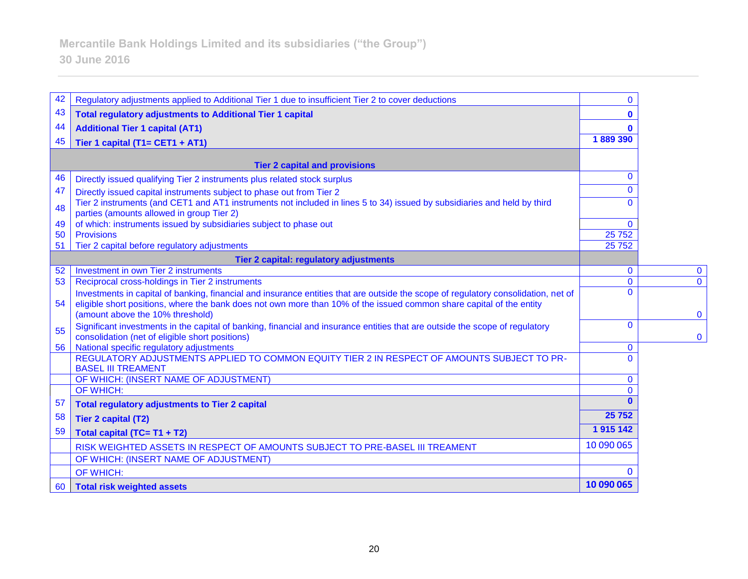Mercantile Bank Holdings Limited and its subsidiaries ("the Group")
30 June 2016

| | | | |
|---|---|---|---|
| 42 | Regulatory adjustments applied to Additional Tier 1 due to insufficient Tier 2 to cover deductions | 0 | |
| 43 | **Total regulatory adjustments to Additional Tier 1 capital** | **0** | |
| 44 | **Additional Tier 1 capital (AT1)** | **0** | |
| 45 | **Tier 1 capital (T1= CET1 + AT1)** | **1 889 390** | |
| | **Tier 2 capital and provisions** | | |
| 46 | Directly issued qualifying Tier 2 instruments plus related stock surplus | 0 | |
| 47 | Directly issued capital instruments subject to phase out from Tier 2 | 0 | |
| 48 | Tier 2 instruments (and CET1 and AT1 instruments not included in lines 5 to 34) issued by subsidiaries and held by third parties (amounts allowed in group Tier 2) | 0 | |
| 49 | of which: instruments issued by subsidiaries subject to phase out | 0 | |
| 50 | Provisions | 25 752 | |
| 51 | Tier 2 capital before regulatory adjustments | 25 752 | |
| | **Tier 2 capital: regulatory adjustments** | | |
| 52 | Investment in own Tier 2 instruments | 0 | 0 |
| 53 | Reciprocal cross-holdings in Tier 2 instruments | 0 | 0 |
| 54 | Investments in capital of banking, financial and insurance entities that are outside the scope of regulatory consolidation, net of eligible short positions, where the bank does not own more than 10% of the issued common share capital of the entity (amount above the 10% threshold) | 0 | 0 |
| 55 | Significant investments in the capital of banking, financial and insurance entities that are outside the scope of regulatory consolidation (net of eligible short positions) | 0 | 0 |
| 56 | National specific regulatory adjustments | 0 | |
| | REGULATORY ADJUSTMENTS APPLIED TO COMMON EQUITY TIER 2 IN RESPECT OF AMOUNTS SUBJECT TO PR-BASEL III TREAMENT | 0 | |
| | OF WHICH: (INSERT NAME OF ADJUSTMENT) | 0 | |
| | OF WHICH: | 0 | |
| 57 | **Total regulatory adjustments to Tier 2 capital** | **0** | |
| 58 | **Tier 2 capital (T2)** | **25 752** | |
| 59 | **Total capital (TC= T1 + T2)** | **1 915 142** | |
| | RISK WEIGHTED ASSETS IN RESPECT OF AMOUNTS SUBJECT TO PRE-BASEL III TREAMENT | 10 090 065 | |
| | OF WHICH: (INSERT NAME OF ADJUSTMENT) | | |
| | OF WHICH: | 0 | |
| 60 | **Total risk weighted assets** | **10 090 065** | |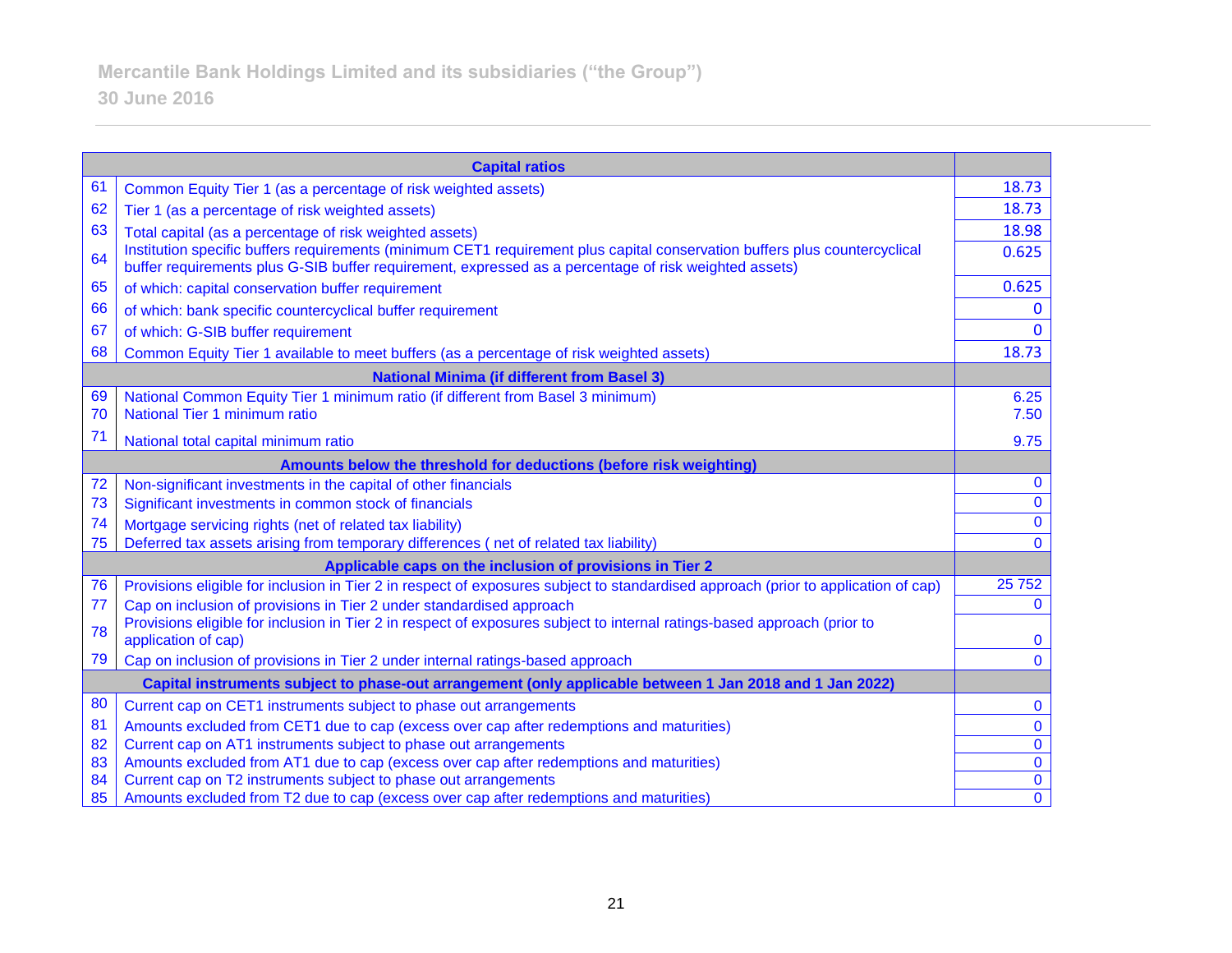Mercantile Bank Holdings Limited and its subsidiaries ("the Group")
30 June 2016

| | Capital ratios | |
|---|---|---|
| 61 | Common Equity Tier 1 (as a percentage of risk weighted assets) | 18.73 |
| 62 | Tier 1 (as a percentage of risk weighted assets) | 18.73 |
| 63 | Total capital (as a percentage of risk weighted assets) | 18.98 |
| 64 | Institution specific buffers requirements (minimum CET1 requirement plus capital conservation buffers plus countercyclical buffer requirements plus G-SIB buffer requirement, expressed as a percentage of risk weighted assets) | 0.625 |
| 65 | of which: capital conservation buffer requirement | 0.625 |
| 66 | of which: bank specific countercyclical buffer requirement | 0 |
| 67 | of which: G-SIB buffer requirement | 0 |
| 68 | Common Equity Tier 1 available to meet buffers (as a percentage of risk weighted assets) | 18.73 |
| | **National Minima (if different from Basel 3)** | |
| 69 | National Common Equity Tier 1 minimum ratio (if different from Basel 3 minimum) | 6.25 |
| 70 | National Tier 1 minimum ratio | 7.50 |
| 71 | National total capital minimum ratio | 9.75 |
| | **Amounts below the threshold for deductions (before risk weighting)** | |
| 72 | Non-significant investments in the capital of other financials | 0 |
| 73 | Significant investments in common stock of financials | 0 |
| 74 | Mortgage servicing rights (net of related tax liability) | 0 |
| 75 | Deferred tax assets arising from temporary differences ( net of related tax liability) | 0 |
| | **Applicable caps on the inclusion of provisions in Tier 2** | |
| 76 | Provisions eligible for inclusion in Tier 2 in respect of exposures subject to standardised approach (prior to application of cap) | 25 752 |
| 77 | Cap on inclusion of provisions in Tier 2 under standardised approach | 0 |
| 78 | Provisions eligible for inclusion in Tier 2 in respect of exposures subject to internal ratings-based approach (prior to application of cap) | 0 |
| 79 | Cap on inclusion of provisions in Tier 2 under internal ratings-based approach | 0 |
| | **Capital instruments subject to phase-out arrangement (only applicable between 1 Jan 2018 and 1 Jan 2022)** | |
| 80 | Current cap on CET1 instruments subject to phase out arrangements | 0 |
| 81 | Amounts excluded from CET1 due to cap (excess over cap after redemptions and maturities) | 0 |
| 82 | Current cap on AT1 instruments subject to phase out arrangements | 0 |
| 83 | Amounts excluded from AT1 due to cap (excess over cap after redemptions and maturities) | 0 |
| 84 | Current cap on T2 instruments subject to phase out arrangements | 0 |
| 85 | Amounts excluded from T2 due to cap (excess over cap after redemptions and maturities) | 0 |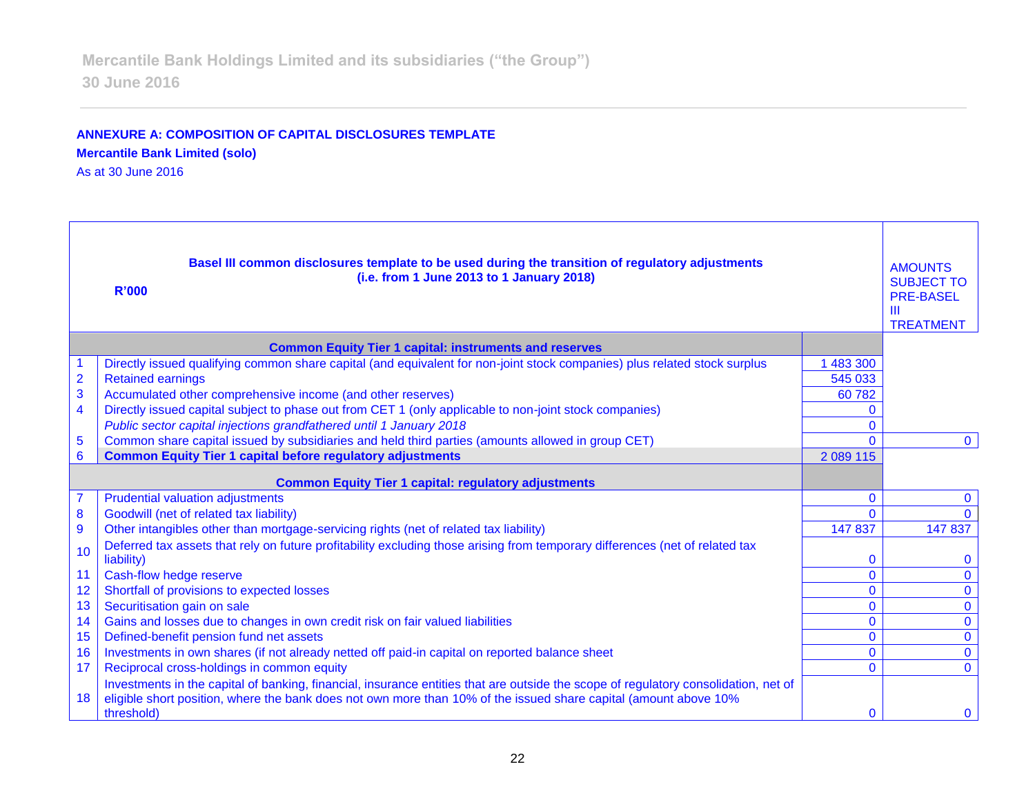**ANNEXURE A: COMPOSITION OF CAPITAL DISCLOSURES TEMPLATE**

**Mercantile Bank Limited (solo)**

As at 30 June 2016

| | **R'000** **Basel III common disclosures template to be used during the transition of regulatory adjustments (i.e. from 1 June 2013 to 1 January 2018)** | | AMOUNTS SUBJECT TO PRE-BASEL III TREATMENT |
|---|---|---|---|
| | **Common Equity Tier 1 capital: instruments and reserves** | | |
| 1 | Directly issued qualifying common share capital (and equivalent for non-joint stock companies) plus related stock surplus | 1 483 300 | |
| 2 | Retained earnings | 545 033 | |
| 3 | Accumulated other comprehensive income (and other reserves) | 60 782 | |
| 4 | Directly issued capital subject to phase out from CET 1 (only applicable to non-joint stock companies) | 0 | |
| | *Public sector capital injections grandfathered until 1 January 2018* | 0 | |
| 5 | Common share capital issued by subsidiaries and held third parties (amounts allowed in group CET) | 0 | 0 |
| 6 | **Common Equity Tier 1 capital before regulatory adjustments** | 2 089 115 | |
| | **Common Equity Tier 1 capital: regulatory adjustments** | | |
| 7 | Prudential valuation adjustments | 0 | 0 |
| 8 | Goodwill (net of related tax liability) | 0 | 0 |
| 9 | Other intangibles other than mortgage-servicing rights (net of related tax liability) | 147 837 | 147 837 |
| 10 | Deferred tax assets that rely on future profitability excluding those arising from temporary differences (net of related tax liability) | 0 | 0 |
| 11 | Cash-flow hedge reserve | 0 | 0 |
| 12 | Shortfall of provisions to expected losses | 0 | 0 |
| 13 | Securitisation gain on sale | 0 | 0 |
| 14 | Gains and losses due to changes in own credit risk on fair valued liabilities | 0 | 0 |
| 15 | Defined-benefit pension fund net assets | 0 | 0 |
| 16 | Investments in own shares (if not already netted off paid-in capital on reported balance sheet | 0 | 0 |
| 17 | Reciprocal cross-holdings in common equity | 0 | 0 |
| 18 | Investments in the capital of banking, financial, insurance entities that are outside the scope of regulatory consolidation, net of eligible short position, where the bank does not own more than 10% of the issued share capital (amount above 10% threshold) | 0 | 0 |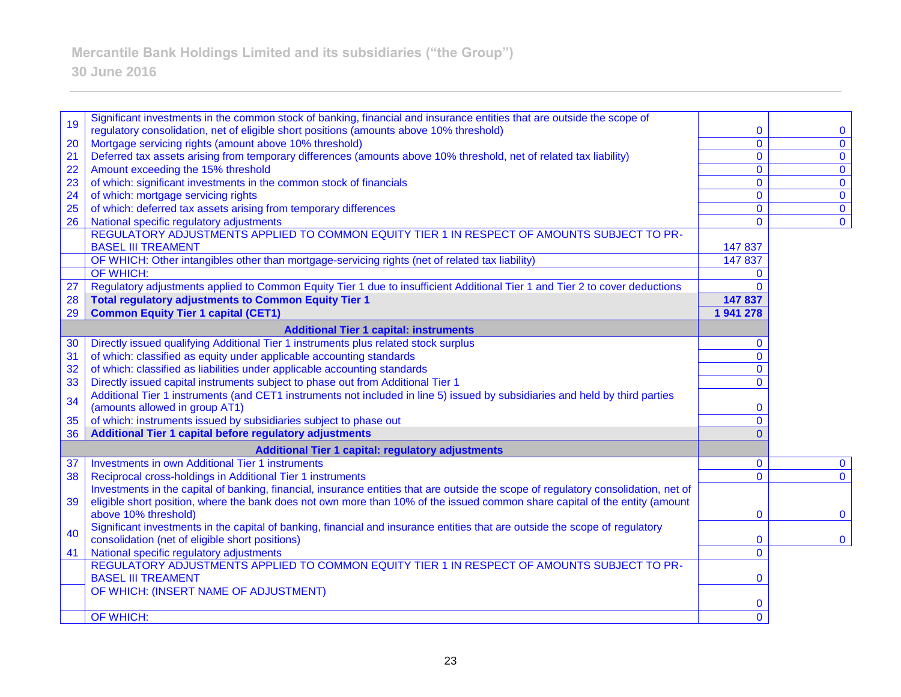| | | | |
|---|---|---|---|
| 19 | Significant investments in the common stock of banking, financial and insurance entities that are outside the scope of regulatory consolidation, net of eligible short positions (amounts above 10% threshold) | 0 | 0 |
| 20 | Mortgage servicing rights (amount above 10% threshold) | 0 | 0 |
| 21 | Deferred tax assets arising from temporary differences (amounts above 10% threshold, net of related tax liability) | 0 | 0 |
| 22 | Amount exceeding the 15% threshold | 0 | 0 |
| 23 | of which: significant investments in the common stock of financials | 0 | 0 |
| 24 | of which: mortgage servicing rights | 0 | 0 |
| 25 | of which: deferred tax assets arising from temporary differences | 0 | 0 |
| 26 | National specific regulatory adjustments | 0 | 0 |
| | REGULATORY ADJUSTMENTS APPLIED TO COMMON EQUITY TIER 1 IN RESPECT OF AMOUNTS SUBJECT TO PR-BASEL III TREAMENT | 147 837 | |
| | OF WHICH: Other intangibles other than mortgage-servicing rights (net of related tax liability) | 147 837 | |
| | OF WHICH: | 0 | |
| 27 | Regulatory adjustments applied to Common Equity Tier 1 due to insufficient Additional Tier 1 and Tier 2 to cover deductions | 0 | |
| 28 | **Total regulatory adjustments to Common Equity Tier 1** | **147 837** | |
| 29 | **Common Equity Tier 1 capital (CET1)** | **1 941 278** | |
| | **Additional Tier 1 capital: instruments** | | |
| 30 | Directly issued qualifying Additional Tier 1 instruments plus related stock surplus | 0 | |
| 31 | of which: classified as equity under applicable accounting standards | 0 | |
| 32 | of which: classified as liabilities under applicable accounting standards | 0 | |
| 33 | Directly issued capital instruments subject to phase out from Additional Tier 1 | 0 | |
| 34 | Additional Tier 1 instruments (and CET1 instruments not included in line 5) issued by subsidiaries and held by third parties (amounts allowed in group AT1) | 0 | |
| 35 | of which: instruments issued by subsidiaries subject to phase out | 0 | |
| 36 | **Additional Tier 1 capital before regulatory adjustments** | 0 | |
| | **Additional Tier 1 capital: regulatory adjustments** | | |
| 37 | Investments in own Additional Tier 1 instruments | 0 | 0 |
| 38 | Reciprocal cross-holdings in Additional Tier 1 instruments | 0 | 0 |
| 39 | Investments in the capital of banking, financial, insurance entities that are outside the scope of regulatory consolidation, net of eligible short position, where the bank does not own more than 10% of the issued common share capital of the entity (amount above 10% threshold) | 0 | 0 |
| 40 | Significant investments in the capital of banking, financial and insurance entities that are outside the scope of regulatory consolidation (net of eligible short positions) | 0 | 0 |
| 41 | National specific regulatory adjustments | 0 | |
| | REGULATORY ADJUSTMENTS APPLIED TO COMMON EQUITY TIER 1 IN RESPECT OF AMOUNTS SUBJECT TO PR-BASEL III TREAMENT | 0 | |
| | OF WHICH: (INSERT NAME OF ADJUSTMENT) | 0 | |
| | OF WHICH: | 0 | |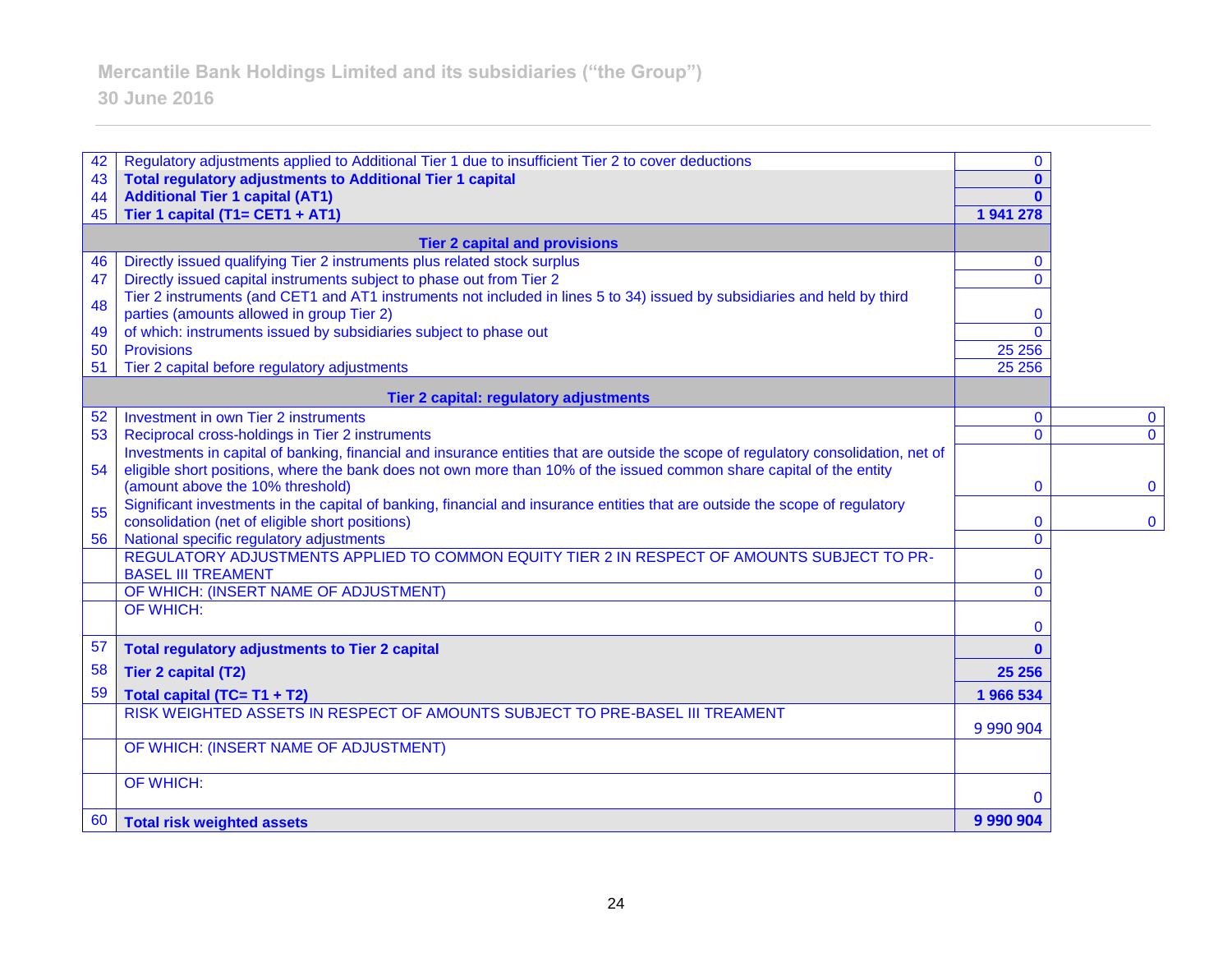Mercantile Bank Holdings Limited and its subsidiaries ("the Group")
30 June 2016

| | | | |
|---|---|---|---|
| 42 | Regulatory adjustments applied to Additional Tier 1 due to insufficient Tier 2 to cover deductions | 0 | |
| 43 | **Total regulatory adjustments to Additional Tier 1 capital** | **0** | |
| 44 | **Additional Tier 1 capital (AT1)** | **0** | |
| 45 | **Tier 1 capital (T1= CET1 + AT1)** | **1 941 278** | |
| | **Tier 2 capital and provisions** | | |
| 46 | Directly issued qualifying Tier 2 instruments plus related stock surplus | 0 | |
| 47 | Directly issued capital instruments subject to phase out from Tier 2 | 0 | |
| 48 | Tier 2 instruments (and CET1 and AT1 instruments not included in lines 5 to 34) issued by subsidiaries and held by third parties (amounts allowed in group Tier 2) | 0 | |
| 49 | of which: instruments issued by subsidiaries subject to phase out | 0 | |
| 50 | Provisions | 25 256 | |
| 51 | Tier 2 capital before regulatory adjustments | 25 256 | |
| | **Tier 2 capital: regulatory adjustments** | | |
| 52 | Investment in own Tier 2 instruments | 0 | 0 |
| 53 | Reciprocal cross-holdings in Tier 2 instruments | 0 | 0 |
| 54 | Investments in capital of banking, financial and insurance entities that are outside the scope of regulatory consolidation, net of eligible short positions, where the bank does not own more than 10% of the issued common share capital of the entity (amount above the 10% threshold) | 0 | 0 |
| 55 | Significant investments in the capital of banking, financial and insurance entities that are outside the scope of regulatory consolidation (net of eligible short positions) | 0 | 0 |
| 56 | National specific regulatory adjustments | 0 | |
| | REGULATORY ADJUSTMENTS APPLIED TO COMMON EQUITY TIER 2 IN RESPECT OF AMOUNTS SUBJECT TO PR-BASEL III TREAMENT | 0 | |
| | OF WHICH: (INSERT NAME OF ADJUSTMENT) | 0 | |
| | OF WHICH: | 0 | |
| 57 | **Total regulatory adjustments to Tier 2 capital** | **0** | |
| 58 | **Tier 2 capital (T2)** | **25 256** | |
| 59 | **Total capital (TC= T1 + T2)** | **1 966 534** | |
| | RISK WEIGHTED ASSETS IN RESPECT OF AMOUNTS SUBJECT TO PRE-BASEL III TREAMENT | 9 990 904 | |
| | OF WHICH: (INSERT NAME OF ADJUSTMENT) | | |
| | OF WHICH: | 0 | |
| 60 | **Total risk weighted assets** | **9 990 904** | |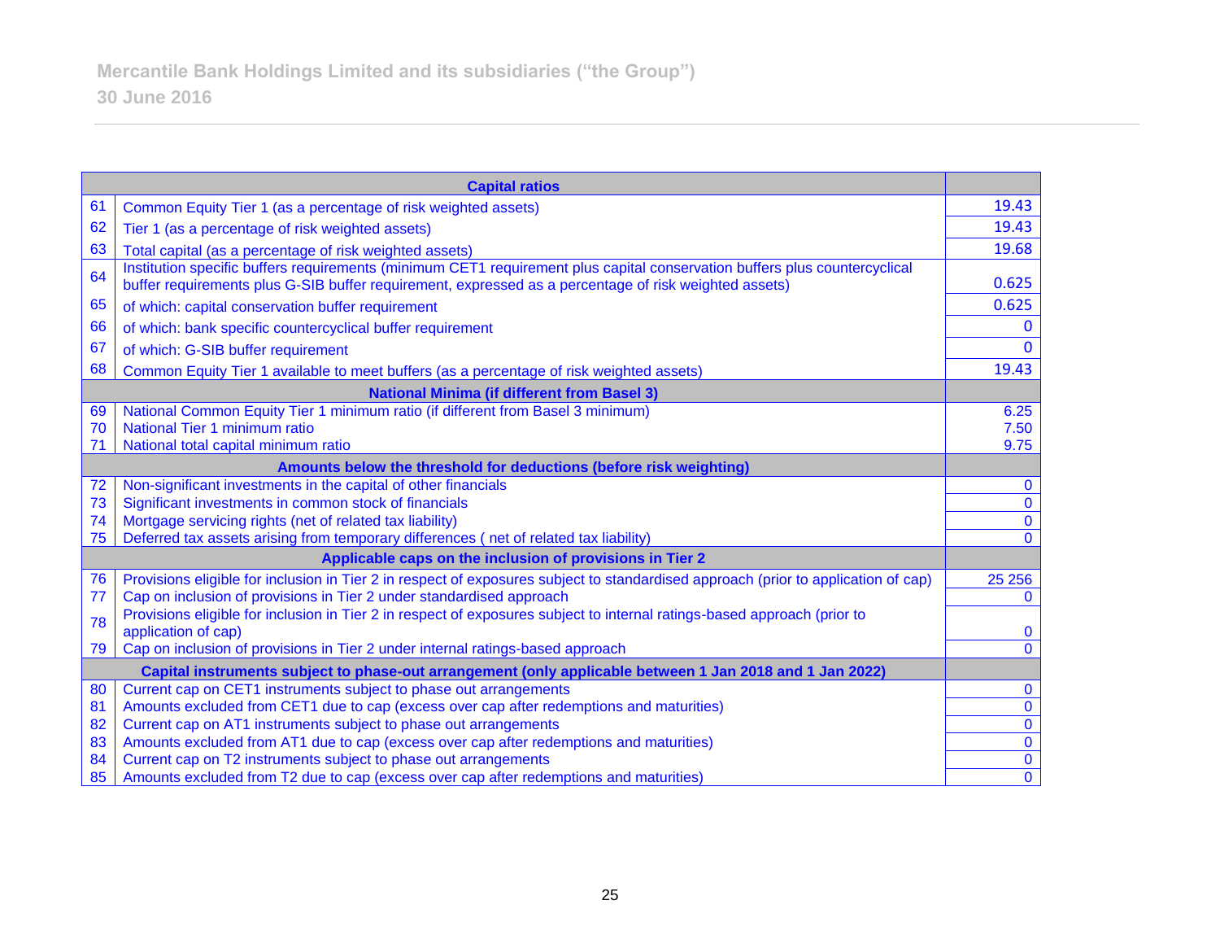| | Capital ratios | |
|---|---|---|
| 61 | Common Equity Tier 1 (as a percentage of risk weighted assets) | 19.43 |
| 62 | Tier 1 (as a percentage of risk weighted assets) | 19.43 |
| 63 | Total capital (as a percentage of risk weighted assets) | 19.68 |
| 64 | Institution specific buffers requirements (minimum CET1 requirement plus capital conservation buffers plus countercyclical buffer requirements plus G-SIB buffer requirement, expressed as a percentage of risk weighted assets) | 0.625 |
| 65 | of which: capital conservation buffer requirement | 0.625 |
| 66 | of which: bank specific countercyclical buffer requirement | 0 |
| 67 | of which: G-SIB buffer requirement | 0 |
| 68 | Common Equity Tier 1 available to meet buffers (as a percentage of risk weighted assets) | 19.43 |
| | **National Minima (if different from Basel 3)** | |
| 69 | National Common Equity Tier 1 minimum ratio (if different from Basel 3 minimum) | 6.25 |
| 70 | National Tier 1 minimum ratio | 7.50 |
| 71 | National total capital minimum ratio | 9.75 |
| | **Amounts below the threshold for deductions (before risk weighting)** | |
| 72 | Non-significant investments in the capital of other financials | 0 |
| 73 | Significant investments in common stock of financials | 0 |
| 74 | Mortgage servicing rights (net of related tax liability) | 0 |
| 75 | Deferred tax assets arising from temporary differences ( net of related tax liability) | 0 |
| | **Applicable caps on the inclusion of provisions in Tier 2** | |
| 76 | Provisions eligible for inclusion in Tier 2 in respect of exposures subject to standardised approach (prior to application of cap) | 25 256 |
| 77 | Cap on inclusion of provisions in Tier 2 under standardised approach | 0 |
| 78 | Provisions eligible for inclusion in Tier 2 in respect of exposures subject to internal ratings-based approach (prior to application of cap) | 0 |
| 79 | Cap on inclusion of provisions in Tier 2 under internal ratings-based approach | 0 |
| | **Capital instruments subject to phase-out arrangement (only applicable between 1 Jan 2018 and 1 Jan 2022)** | |
| 80 | Current cap on CET1 instruments subject to phase out arrangements | 0 |
| 81 | Amounts excluded from CET1 due to cap (excess over cap after redemptions and maturities) | 0 |
| 82 | Current cap on AT1 instruments subject to phase out arrangements | 0 |
| 83 | Amounts excluded from AT1 due to cap (excess over cap after redemptions and maturities) | 0 |
| 84 | Current cap on T2 instruments subject to phase out arrangements | 0 |
| 85 | Amounts excluded from T2 due to cap (excess over cap after redemptions and maturities) | 0 |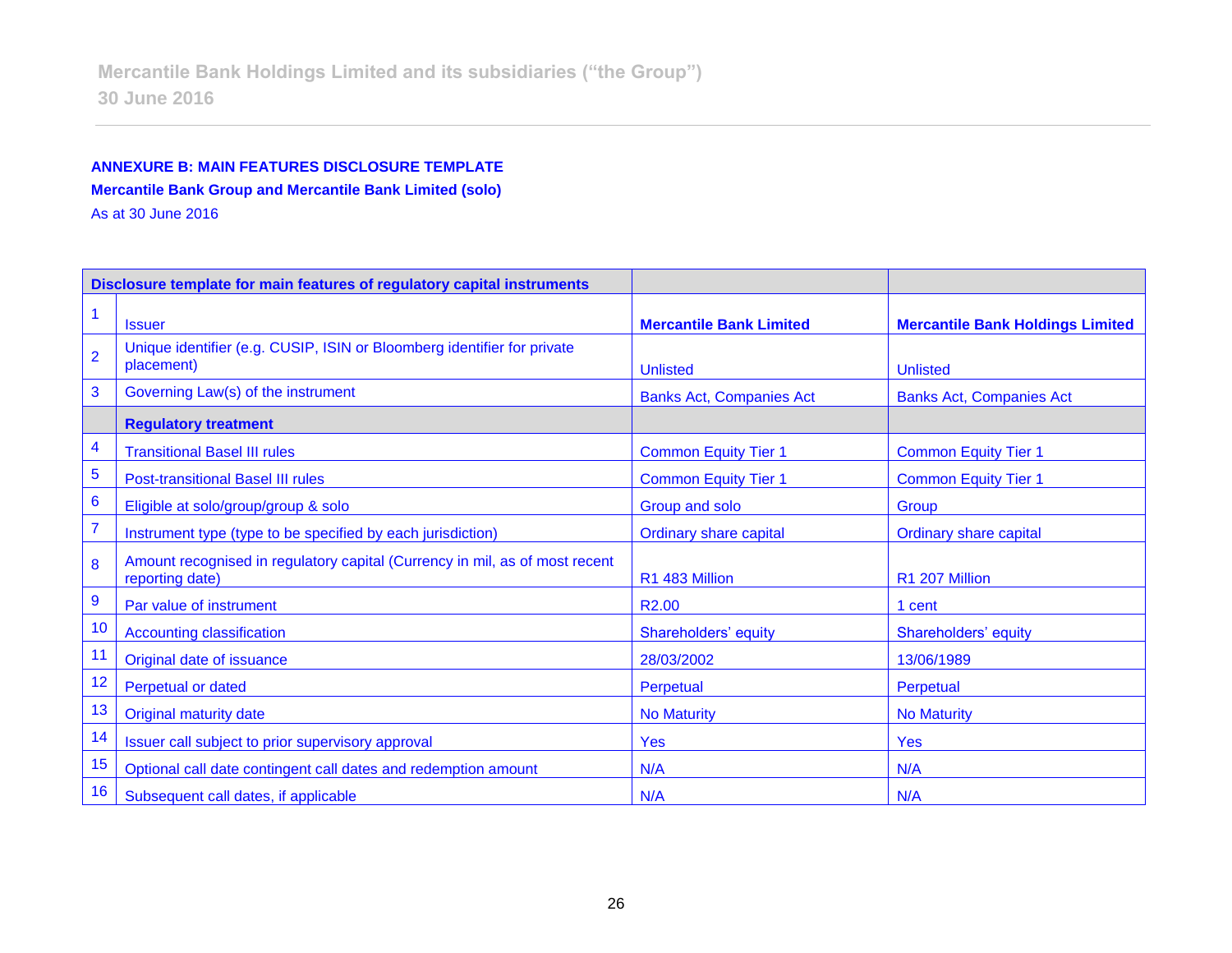**ANNEXURE B: MAIN FEATURES DISCLOSURE TEMPLATE**

**Mercantile Bank Group and Mercantile Bank Limited (solo)**

As at 30 June 2016

| **Disclosure template for main features of regulatory capital instruments** | | | |
|---|---|---|---|
| 1 | Issuer | **Mercantile Bank Limited** | **Mercantile Bank Holdings Limited** |
| 2 | Unique identifier (e.g. CUSIP, ISIN or Bloomberg identifier for private placement) | Unlisted | Unlisted |
| 3 | Governing Law(s) of the instrument | Banks Act, Companies Act | Banks Act, Companies Act |
| | **Regulatory treatment** | | |
| 4 | Transitional Basel III rules | Common Equity Tier 1 | Common Equity Tier 1 |
| 5 | Post-transitional Basel III rules | Common Equity Tier 1 | Common Equity Tier 1 |
| 6 | Eligible at solo/group/group & solo | Group and solo | Group |
| 7 | Instrument type (type to be specified by each jurisdiction) | Ordinary share capital | Ordinary share capital |
| 8 | Amount recognised in regulatory capital (Currency in mil, as of most recent reporting date) | R1 483 Million | R1 207 Million |
| 9 | Par value of instrument | R2.00 | 1 cent |
| 10 | Accounting classification | Shareholders' equity | Shareholders' equity |
| 11 | Original date of issuance | 28/03/2002 | 13/06/1989 |
| 12 | Perpetual or dated | Perpetual | Perpetual |
| 13 | Original maturity date | No Maturity | No Maturity |
| 14 | Issuer call subject to prior supervisory approval | Yes | Yes |
| 15 | Optional call date contingent call dates and redemption amount | N/A | N/A |
| 16 | Subsequent call dates, if applicable | N/A | N/A |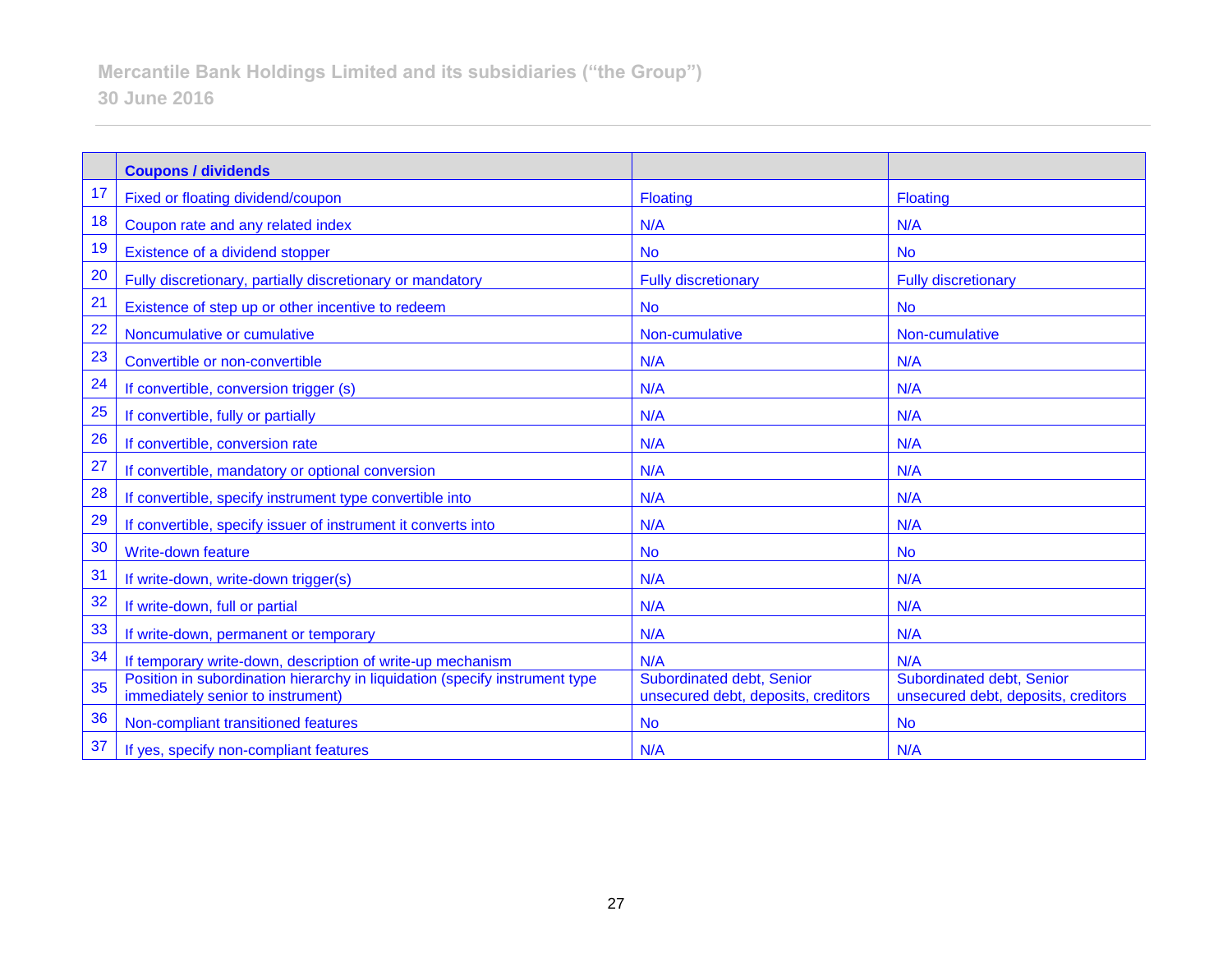| | Coupons / dividends | | |
|---|---|---|---|
| 17 | Fixed or floating dividend/coupon | Floating | Floating |
| 18 | Coupon rate and any related index | N/A | N/A |
| 19 | Existence of a dividend stopper | No | No |
| 20 | Fully discretionary, partially discretionary or mandatory | Fully discretionary | Fully discretionary |
| 21 | Existence of step up or other incentive to redeem | No | No |
| 22 | Noncumulative or cumulative | Non-cumulative | Non-cumulative |
| 23 | Convertible or non-convertible | N/A | N/A |
| 24 | If convertible, conversion trigger (s) | N/A | N/A |
| 25 | If convertible, fully or partially | N/A | N/A |
| 26 | If convertible, conversion rate | N/A | N/A |
| 27 | If convertible, mandatory or optional conversion | N/A | N/A |
| 28 | If convertible, specify instrument type convertible into | N/A | N/A |
| 29 | If convertible, specify issuer of instrument it converts into | N/A | N/A |
| 30 | Write-down feature | No | No |
| 31 | If write-down, write-down trigger(s) | N/A | N/A |
| 32 | If write-down, full or partial | N/A | N/A |
| 33 | If write-down, permanent or temporary | N/A | N/A |
| 34 | If temporary write-down, description of write-up mechanism | N/A | N/A |
| 35 | Position in subordination hierarchy in liquidation (specify instrument type immediately senior to instrument) | Subordinated debt, Senior unsecured debt, deposits, creditors | Subordinated debt, Senior unsecured debt, deposits, creditors |
| 36 | Non-compliant transitioned features | No | No |
| 37 | If yes, specify non-compliant features | N/A | N/A |